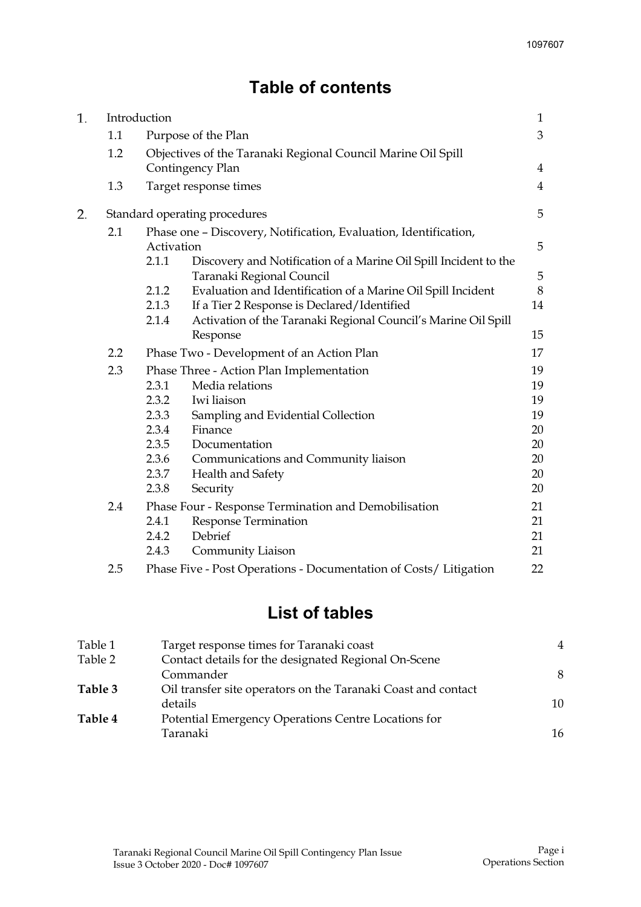# Table of contents

| | | | |
|---|---|---|---|
| 1. | Introduction | | 1 |
| | 1.1 | Purpose of the Plan | 3 |
| | 1.2 | Objectives of the Taranaki Regional Council Marine Oil Spill Contingency Plan | 4 |
| | 1.3 | Target response times | 4 |
| 2. | Standard operating procedures | | 5 |
| | 2.1 | Phase one – Discovery, Notification, Evaluation, Identification, Activation | 5 |
| | 2.1.1 | Discovery and Notification of a Marine Oil Spill Incident to the Taranaki Regional Council | 5 |
| | 2.1.2 | Evaluation and Identification of a Marine Oil Spill Incident | 8 |
| | 2.1.3 | If a Tier 2 Response is Declared/Identified | 14 |
| | 2.1.4 | Activation of the Taranaki Regional Council's Marine Oil Spill Response | 15 |
| | 2.2 | Phase Two - Development of an Action Plan | 17 |
| | 2.3 | Phase Three - Action Plan Implementation | 19 |
| | 2.3.1 | Media relations | 19 |
| | 2.3.2 | Iwi liaison | 19 |
| | 2.3.3 | Sampling and Evidential Collection | 19 |
| | 2.3.4 | Finance | 20 |
| | 2.3.5 | Documentation | 20 |
| | 2.3.6 | Communications and Community liaison | 20 |
| | 2.3.7 | Health and Safety | 20 |
| | 2.3.8 | Security | 20 |
| | 2.4 | Phase Four - Response Termination and Demobilisation | 21 |
| | 2.4.1 | Response Termination | 21 |
| | 2.4.2 | Debrief | 21 |
| | 2.4.3 | Community Liaison | 21 |
| | 2.5 | Phase Five - Post Operations - Documentation of Costs/ Litigation | 22 |

# List of tables

| | | |
|---|---|---|
| Table 1 | Target response times for Taranaki coast | 4 |
| Table 2 | Contact details for the designated Regional On-Scene Commander | 8 |
| **Table 3** | Oil transfer site operators on the Taranaki Coast and contact details | 10 |
| **Table 4** | Potential Emergency Operations Centre Locations for Taranaki | 16 |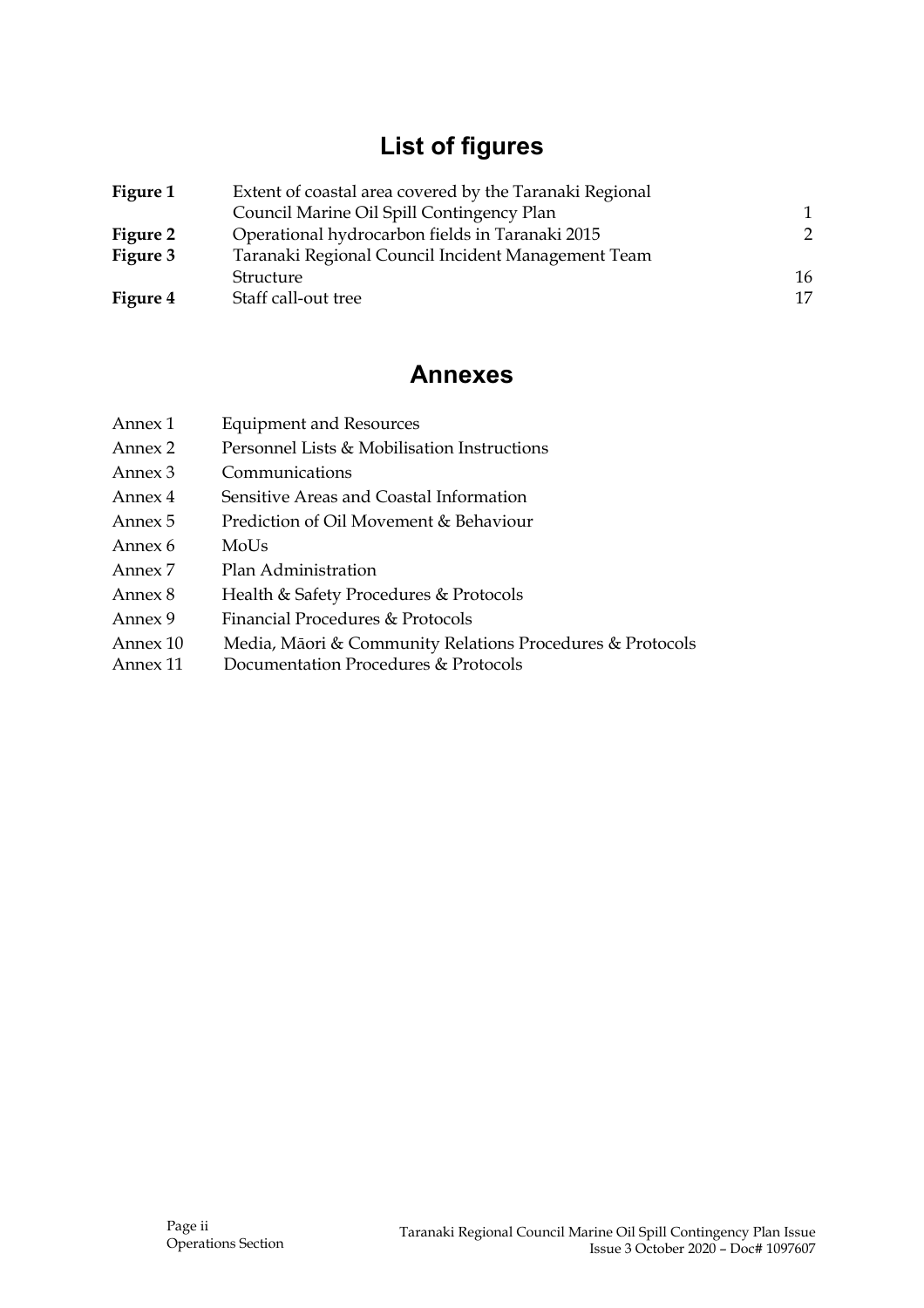# List of figures

| | | |
|---|---|---|
| **Figure 1** | Extent of coastal area covered by the Taranaki Regional Council Marine Oil Spill Contingency Plan | 1 |
| **Figure 2** | Operational hydrocarbon fields in Taranaki 2015 | 2 |
| **Figure 3** | Taranaki Regional Council Incident Management Team Structure | 16 |
| **Figure 4** | Staff call-out tree | 17 |

# Annexes

| | |
|---|---|
| Annex 1 | Equipment and Resources |
| Annex 2 | Personnel Lists & Mobilisation Instructions |
| Annex 3 | Communications |
| Annex 4 | Sensitive Areas and Coastal Information |
| Annex 5 | Prediction of Oil Movement & Behaviour |
| Annex 6 | MoUs |
| Annex 7 | Plan Administration |
| Annex 8 | Health & Safety Procedures & Protocols |
| Annex 9 | Financial Procedures & Protocols |
| Annex 10 | Media, Māori & Community Relations Procedures & Protocols |
| Annex 11 | Documentation Procedures & Protocols |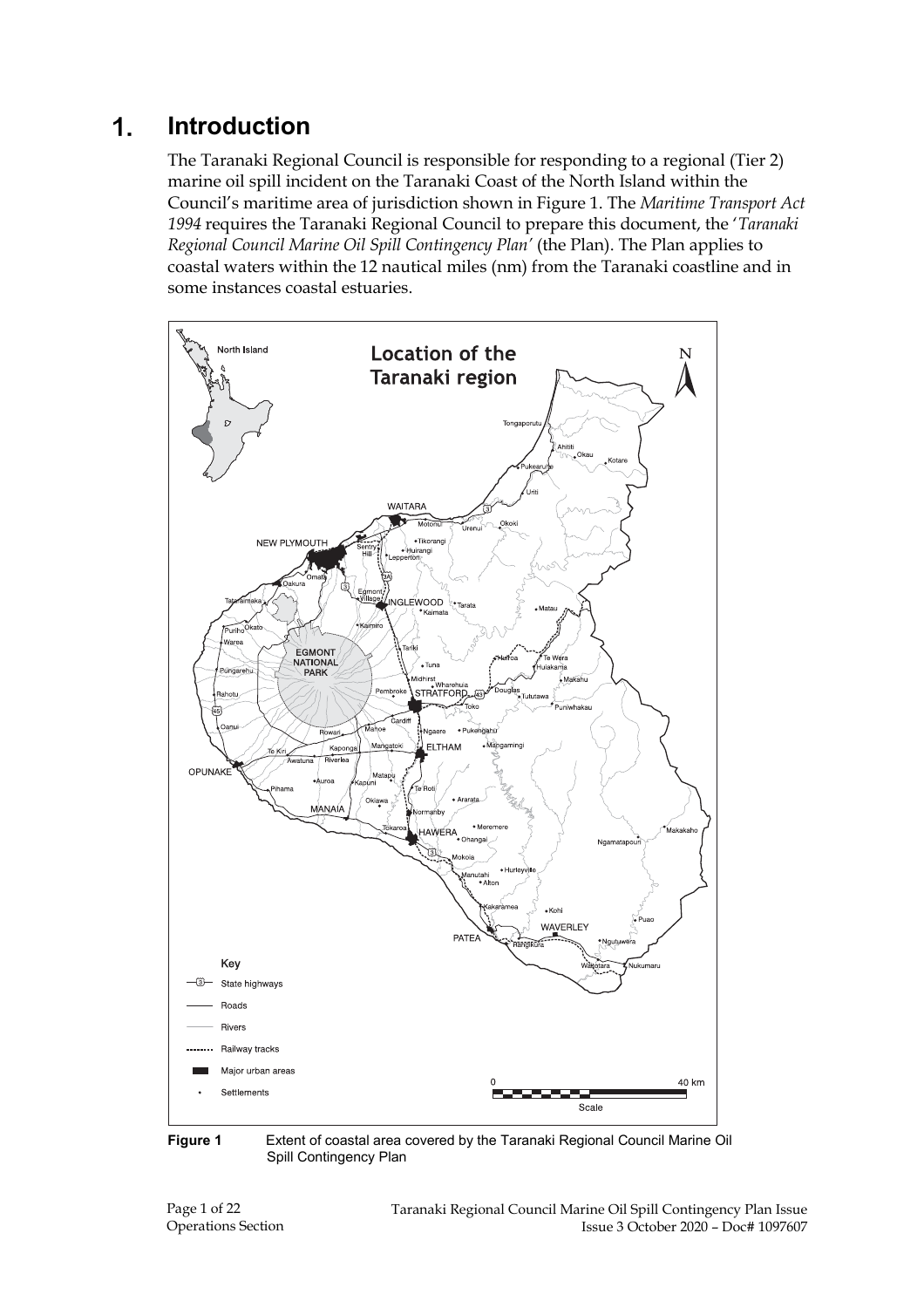# 1. Introduction

The Taranaki Regional Council is responsible for responding to a regional (Tier 2) marine oil spill incident on the Taranaki Coast of the North Island within the Council's maritime area of jurisdiction shown in Figure 1. The *Maritime Transport Act 1994* requires the Taranaki Regional Council to prepare this document, the '*Taranaki Regional Council Marine Oil Spill Contingency Plan'* (the Plan). The Plan applies to coastal waters within the 12 nautical miles (nm) from the Taranaki coastline and in some instances coastal estuaries.

**Figure 1** Extent of coastal area covered by the Taranaki Regional Council Marine Oil Spill Contingency Plan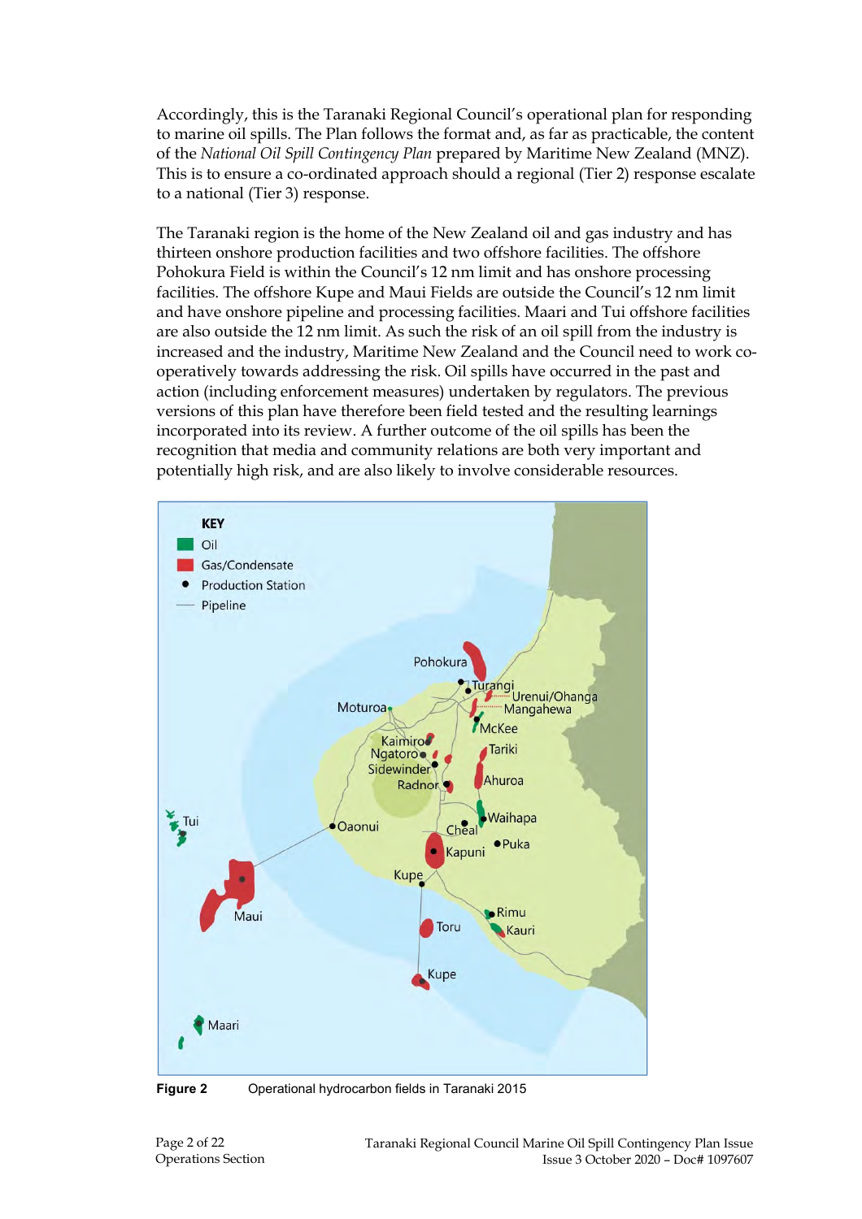Accordingly, this is the Taranaki Regional Council's operational plan for responding to marine oil spills. The Plan follows the format and, as far as practicable, the content of the *National Oil Spill Contingency Plan* prepared by Maritime New Zealand (MNZ). This is to ensure a co-ordinated approach should a regional (Tier 2) response escalate to a national (Tier 3) response.

The Taranaki region is the home of the New Zealand oil and gas industry and has thirteen onshore production facilities and two offshore facilities. The offshore Pohokura Field is within the Council's 12 nm limit and has onshore processing facilities. The offshore Kupe and Maui Fields are outside the Council's 12 nm limit and have onshore pipeline and processing facilities. Maari and Tui offshore facilities are also outside the 12 nm limit. As such the risk of an oil spill from the industry is increased and the industry, Maritime New Zealand and the Council need to work co-operatively towards addressing the risk. Oil spills have occurred in the past and action (including enforcement measures) undertaken by regulators. The previous versions of this plan have therefore been field tested and the resulting learnings incorporated into its review. A further outcome of the oil spills has been the recognition that media and community relations are both very important and potentially high risk, and are also likely to involve considerable resources.

**Figure 2** Operational hydrocarbon fields in Taranaki 2015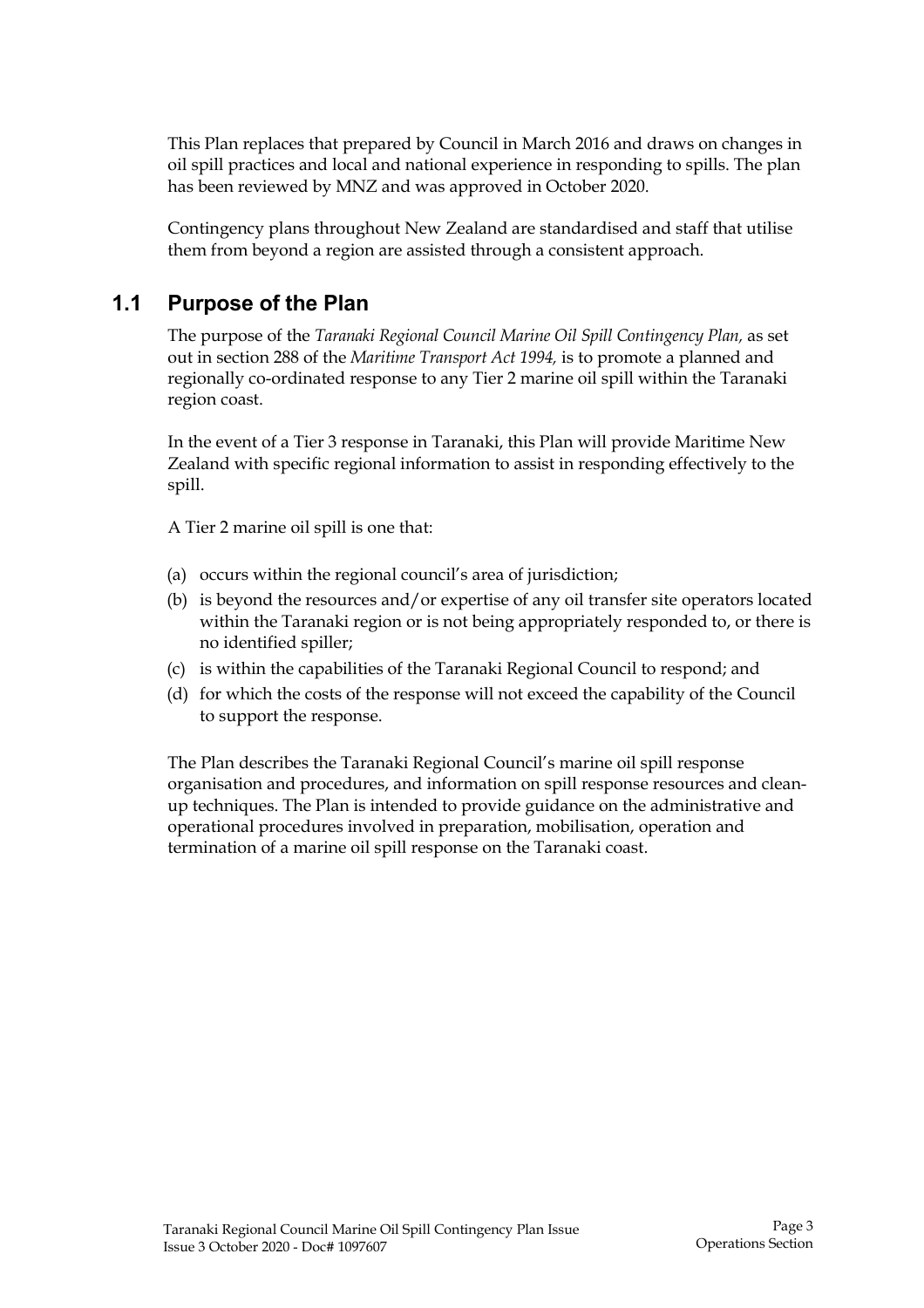This Plan replaces that prepared by Council in March 2016 and draws on changes in oil spill practices and local and national experience in responding to spills. The plan has been reviewed by MNZ and was approved in October 2020.

Contingency plans throughout New Zealand are standardised and staff that utilise them from beyond a region are assisted through a consistent approach.

## 1.1 Purpose of the Plan

The purpose of the *Taranaki Regional Council Marine Oil Spill Contingency Plan,* as set out in section 288 of the *Maritime Transport Act 1994,* is to promote a planned and regionally co-ordinated response to any Tier 2 marine oil spill within the Taranaki region coast.

In the event of a Tier 3 response in Taranaki, this Plan will provide Maritime New Zealand with specific regional information to assist in responding effectively to the spill.

A Tier 2 marine oil spill is one that:

(a) occurs within the regional council's area of jurisdiction;
(b) is beyond the resources and/or expertise of any oil transfer site operators located within the Taranaki region or is not being appropriately responded to, or there is no identified spiller;
(c) is within the capabilities of the Taranaki Regional Council to respond; and
(d) for which the costs of the response will not exceed the capability of the Council to support the response.

The Plan describes the Taranaki Regional Council's marine oil spill response organisation and procedures, and information on spill response resources and clean-up techniques. The Plan is intended to provide guidance on the administrative and operational procedures involved in preparation, mobilisation, operation and termination of a marine oil spill response on the Taranaki coast.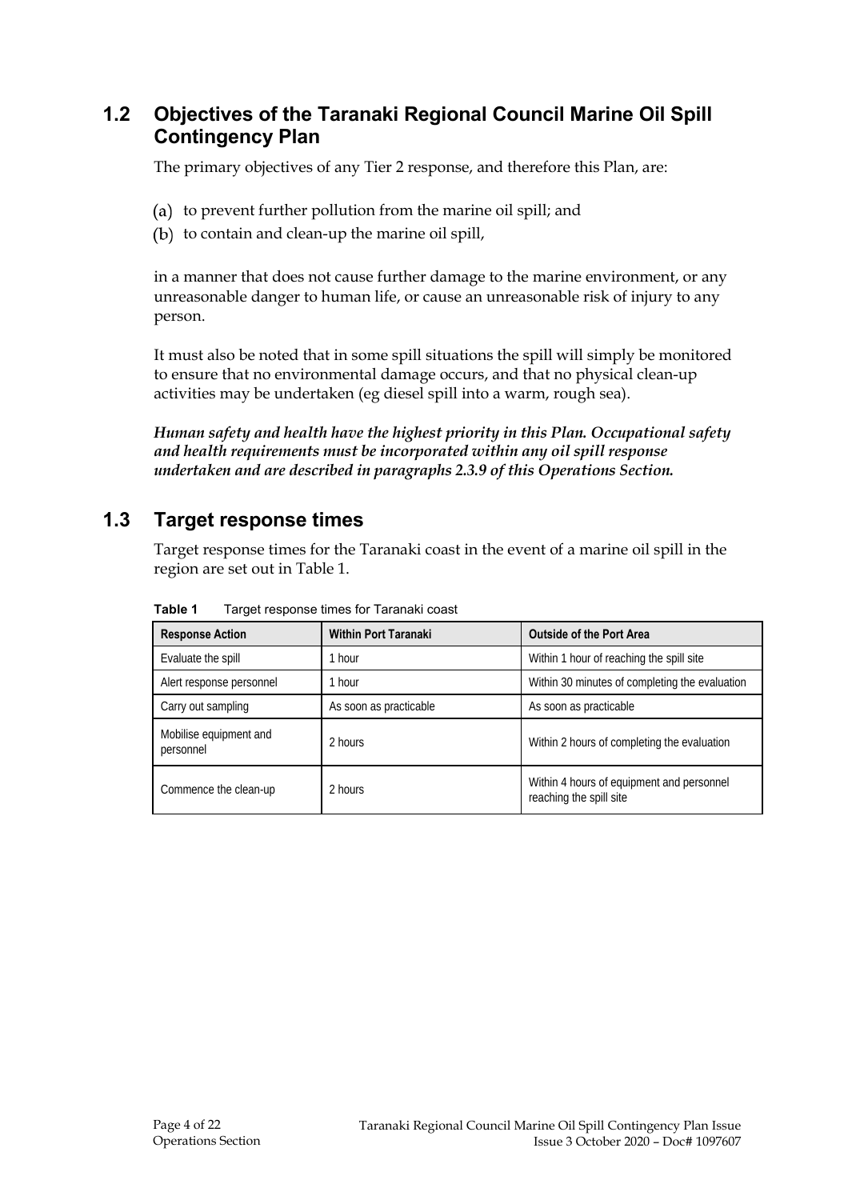## 1.2 Objectives of the Taranaki Regional Council Marine Oil Spill Contingency Plan

The primary objectives of any Tier 2 response, and therefore this Plan, are:

(a) to prevent further pollution from the marine oil spill; and
(b) to contain and clean-up the marine oil spill,

in a manner that does not cause further damage to the marine environment, or any unreasonable danger to human life, or cause an unreasonable risk of injury to any person.

It must also be noted that in some spill situations the spill will simply be monitored to ensure that no environmental damage occurs, and that no physical clean-up activities may be undertaken (eg diesel spill into a warm, rough sea).

***Human safety and health have the highest priority in this Plan. Occupational safety and health requirements must be incorporated within any oil spill response undertaken and are described in paragraphs 2.3.9 of this Operations Section.***

## 1.3 Target response times

Target response times for the Taranaki coast in the event of a marine oil spill in the region are set out in Table 1.

**Table 1** Target response times for Taranaki coast

| Response Action | Within Port Taranaki | Outside of the Port Area |
|---|---|---|
| Evaluate the spill | 1 hour | Within 1 hour of reaching the spill site |
| Alert response personnel | 1 hour | Within 30 minutes of completing the evaluation |
| Carry out sampling | As soon as practicable | As soon as practicable |
| Mobilise equipment and personnel | 2 hours | Within 2 hours of completing the evaluation |
| Commence the clean-up | 2 hours | Within 4 hours of equipment and personnel reaching the spill site |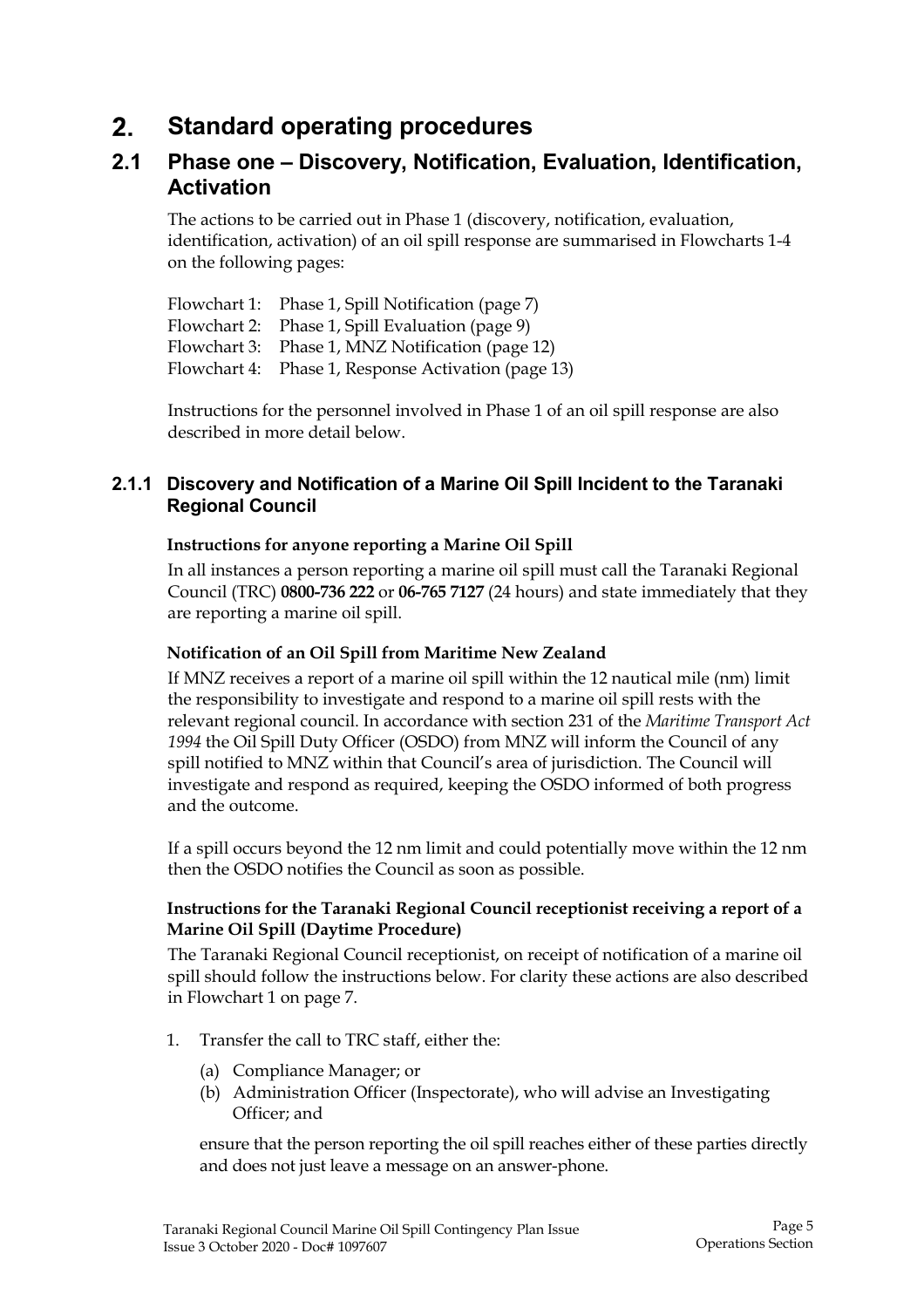# 2. Standard operating procedures

## 2.1 Phase one – Discovery, Notification, Evaluation, Identification, Activation

The actions to be carried out in Phase 1 (discovery, notification, evaluation, identification, activation) of an oil spill response are summarised in Flowcharts 1-4 on the following pages:

Flowchart 1: Phase 1, Spill Notification (page 7)
Flowchart 2: Phase 1, Spill Evaluation (page 9)
Flowchart 3: Phase 1, MNZ Notification (page 12)
Flowchart 4: Phase 1, Response Activation (page 13)

Instructions for the personnel involved in Phase 1 of an oil spill response are also described in more detail below.

### 2.1.1 Discovery and Notification of a Marine Oil Spill Incident to the Taranaki Regional Council

**Instructions for anyone reporting a Marine Oil Spill**

In all instances a person reporting a marine oil spill must call the Taranaki Regional Council (TRC) **0800-736 222** or **06-765 7127** (24 hours) and state immediately that they are reporting a marine oil spill.

**Notification of an Oil Spill from Maritime New Zealand**

If MNZ receives a report of a marine oil spill within the 12 nautical mile (nm) limit the responsibility to investigate and respond to a marine oil spill rests with the relevant regional council. In accordance with section 231 of the *Maritime Transport Act 1994* the Oil Spill Duty Officer (OSDO) from MNZ will inform the Council of any spill notified to MNZ within that Council's area of jurisdiction. The Council will investigate and respond as required, keeping the OSDO informed of both progress and the outcome.

If a spill occurs beyond the 12 nm limit and could potentially move within the 12 nm then the OSDO notifies the Council as soon as possible.

**Instructions for the Taranaki Regional Council receptionist receiving a report of a Marine Oil Spill (Daytime Procedure)**

The Taranaki Regional Council receptionist, on receipt of notification of a marine oil spill should follow the instructions below. For clarity these actions are also described in Flowchart 1 on page 7.

1. Transfer the call to TRC staff, either the:
   (a) Compliance Manager; or
   (b) Administration Officer (Inspectorate), who will advise an Investigating Officer; and

   ensure that the person reporting the oil spill reaches either of these parties directly and does not just leave a message on an answer-phone.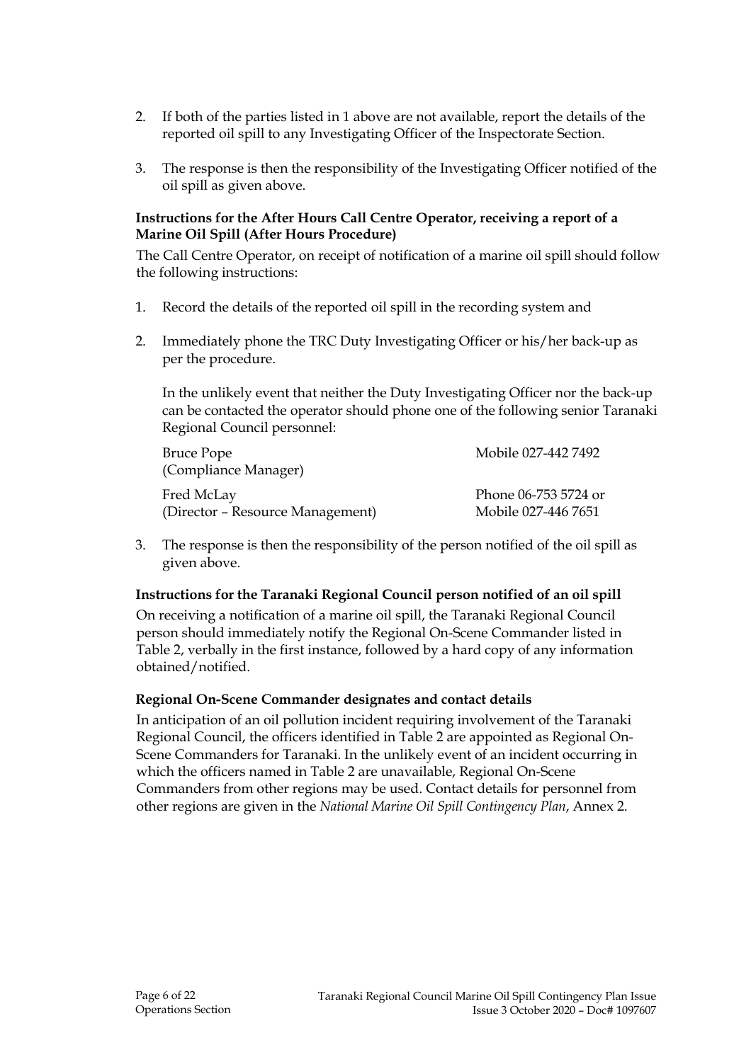2. If both of the parties listed in 1 above are not available, report the details of the reported oil spill to any Investigating Officer of the Inspectorate Section.

3. The response is then the responsibility of the Investigating Officer notified of the oil spill as given above.

**Instructions for the After Hours Call Centre Operator, receiving a report of a Marine Oil Spill (After Hours Procedure)**

The Call Centre Operator, on receipt of notification of a marine oil spill should follow the following instructions:

1. Record the details of the reported oil spill in the recording system and

2. Immediately phone the TRC Duty Investigating Officer or his/her back-up as per the procedure.

   In the unlikely event that neither the Duty Investigating Officer nor the back-up can be contacted the operator should phone one of the following senior Taranaki Regional Council personnel:

   | | |
   |---|---|
   | Bruce Pope<br>(Compliance Manager) | Mobile 027-442 7492 |
   | Fred McLay<br>(Director – Resource Management) | Phone 06-753 5724 or<br>Mobile 027-446 7651 |

3. The response is then the responsibility of the person notified of the oil spill as given above.

**Instructions for the Taranaki Regional Council person notified of an oil spill**

On receiving a notification of a marine oil spill, the Taranaki Regional Council person should immediately notify the Regional On-Scene Commander listed in Table 2, verbally in the first instance, followed by a hard copy of any information obtained/notified.

**Regional On-Scene Commander designates and contact details**

In anticipation of an oil pollution incident requiring involvement of the Taranaki Regional Council, the officers identified in Table 2 are appointed as Regional On-Scene Commanders for Taranaki. In the unlikely event of an incident occurring in which the officers named in Table 2 are unavailable, Regional On-Scene Commanders from other regions may be used. Contact details for personnel from other regions are given in the *National Marine Oil Spill Contingency Plan*, Annex 2.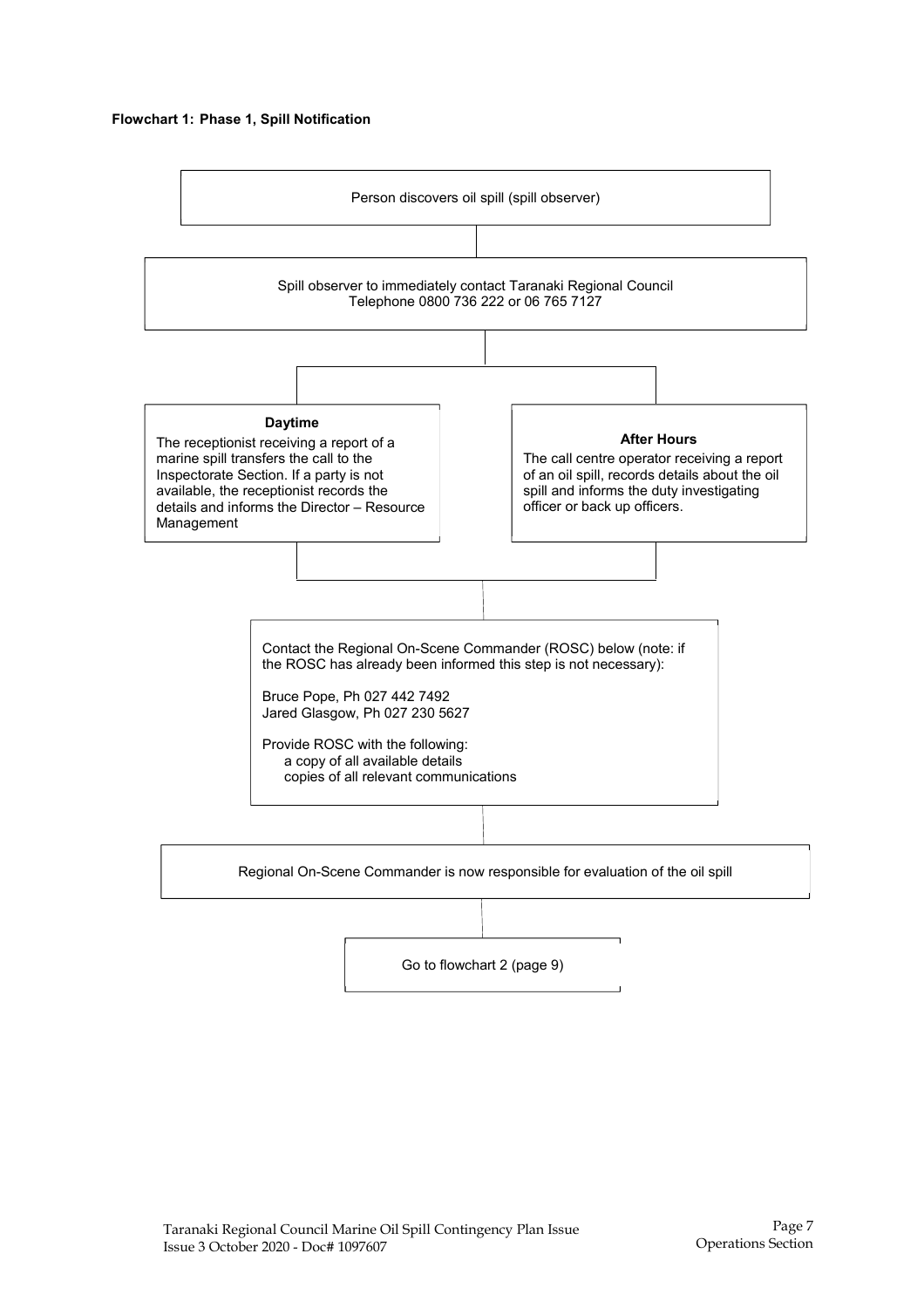**Flowchart 1: Phase 1, Spill Notification**

Person discovers oil spill (spill observer)

Spill observer to immediately contact Taranaki Regional Council
Telephone 0800 736 222 or 06 765 7127

**Daytime**
The receptionist receiving a report of a marine spill transfers the call to the Inspectorate Section. If a party is not available, the receptionist records the details and informs the Director – Resource Management

**After Hours**
The call centre operator receiving a report of an oil spill, records details about the oil spill and informs the duty investigating officer or back up officers.

Contact the Regional On-Scene Commander (ROSC) below (note: if the ROSC has already been informed this step is not necessary):

Bruce Pope, Ph 027 442 7492
Jared Glasgow, Ph 027 230 5627

Provide ROSC with the following:
- a copy of all available details
- copies of all relevant communications

Regional On-Scene Commander is now responsible for evaluation of the oil spill

Go to flowchart 2 (page 9)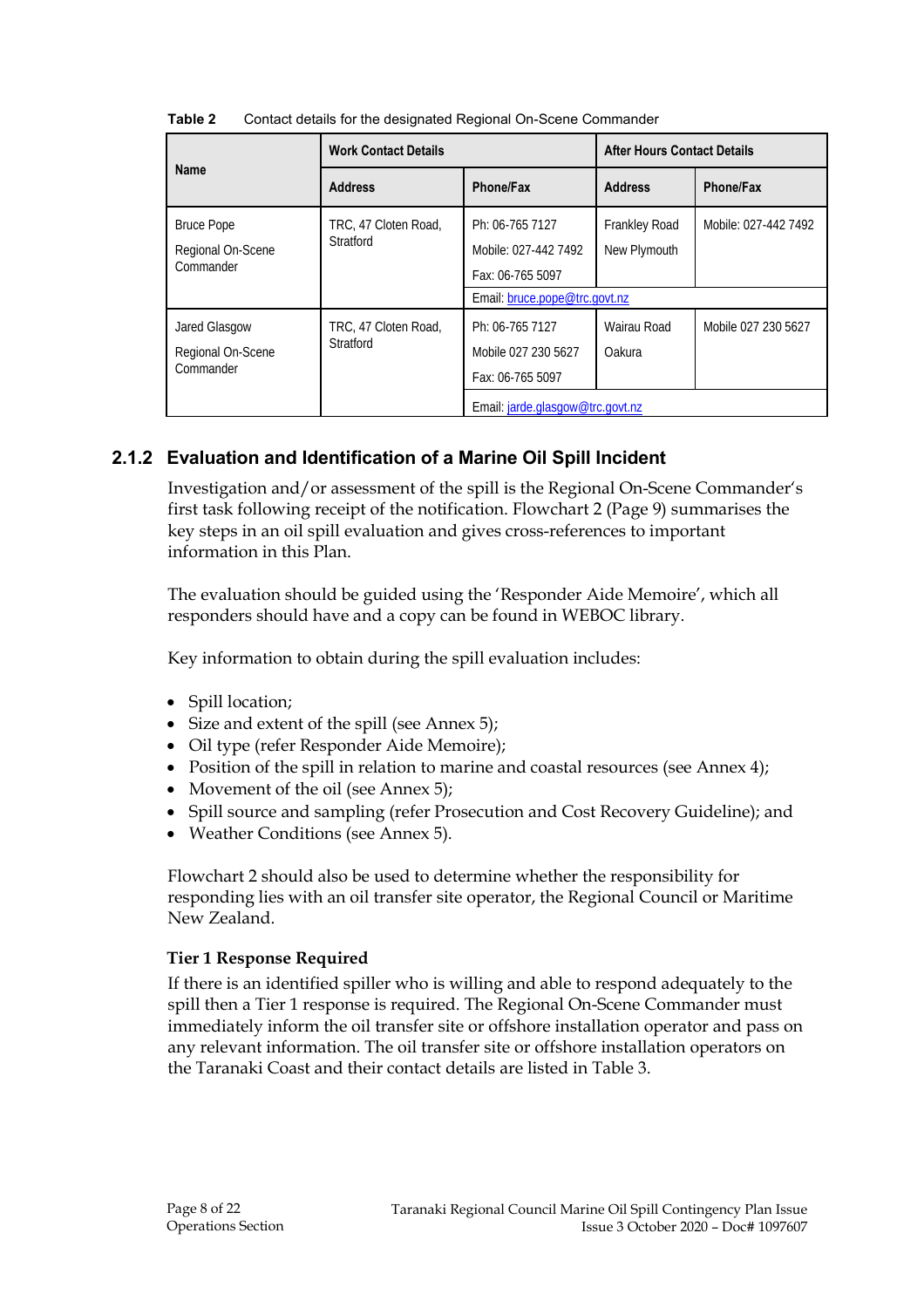**Table 2** Contact details for the designated Regional On-Scene Commander

| Name | Work Contact Details | | After Hours Contact Details | |
|---|---|---|---|---|
| | Address | Phone/Fax | Address | Phone/Fax |
| Bruce Pope<br>Regional On-Scene Commander | TRC, 47 Cloten Road, Stratford | Ph: 06-765 7127<br>Mobile: 027-442 7492<br>Fax: 06-765 5097 | Frankley Road<br>New Plymouth | Mobile: 027-442 7492 |
| | | Email: bruce.pope@trc.govt.nz | | |
| Jared Glasgow<br>Regional On-Scene Commander | TRC, 47 Cloten Road, Stratford | Ph: 06-765 7127<br>Mobile 027 230 5627<br>Fax: 06-765 5097 | Wairau Road<br>Oakura | Mobile 027 230 5627 |
| | | Email: jarde.glasgow@trc.govt.nz | | |

## 2.1.2 Evaluation and Identification of a Marine Oil Spill Incident

Investigation and/or assessment of the spill is the Regional On-Scene Commander's first task following receipt of the notification. Flowchart 2 (Page 9) summarises the key steps in an oil spill evaluation and gives cross-references to important information in this Plan.

The evaluation should be guided using the 'Responder Aide Memoire', which all responders should have and a copy can be found in WEBOC library.

Key information to obtain during the spill evaluation includes:

- Spill location;
- Size and extent of the spill (see Annex 5);
- Oil type (refer Responder Aide Memoire);
- Position of the spill in relation to marine and coastal resources (see Annex 4);
- Movement of the oil (see Annex 5);
- Spill source and sampling (refer Prosecution and Cost Recovery Guideline); and
- Weather Conditions (see Annex 5).

Flowchart 2 should also be used to determine whether the responsibility for responding lies with an oil transfer site operator, the Regional Council or Maritime New Zealand.

**Tier 1 Response Required**

If there is an identified spiller who is willing and able to respond adequately to the spill then a Tier 1 response is required. The Regional On-Scene Commander must immediately inform the oil transfer site or offshore installation operator and pass on any relevant information. The oil transfer site or offshore installation operators on the Taranaki Coast and their contact details are listed in Table 3.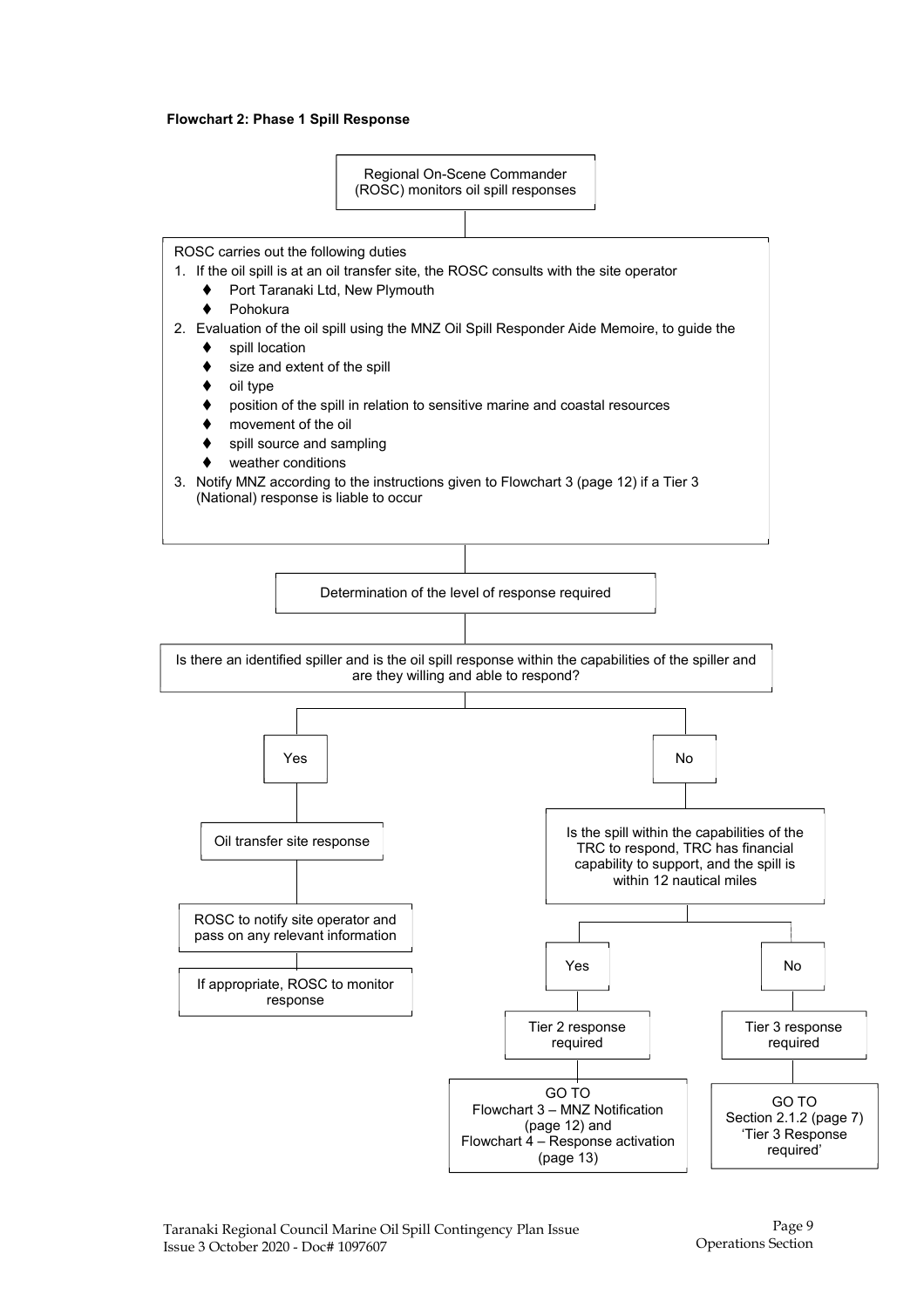**Flowchart 2: Phase 1 Spill Response**

Regional On-Scene Commander (ROSC) monitors oil spill responses

ROSC carries out the following duties

1. If the oil spill is at an oil transfer site, the ROSC consults with the site operator
   - Port Taranaki Ltd, New Plymouth
   - Pohokura
2. Evaluation of the oil spill using the MNZ Oil Spill Responder Aide Memoire, to guide the
   - spill location
   - size and extent of the spill
   - oil type
   - position of the spill in relation to sensitive marine and coastal resources
   - movement of the oil
   - spill source and sampling
   - weather conditions
3. Notify MNZ according to the instructions given to Flowchart 3 (page 12) if a Tier 3 (National) response is liable to occur

Determination of the level of response required

Is there an identified spiller and is the oil spill response within the capabilities of the spiller and are they willing and able to respond?

- **Yes**
  - Oil transfer site response
  - ROSC to notify site operator and pass on any relevant information
  - If appropriate, ROSC to monitor response
- **No**
  - Is the spill within the capabilities of the TRC to respond, TRC has financial capability to support, and the spill is within 12 nautical miles
    - **Yes**
      - Tier 2 response required
      - GO TO Flowchart 3 – MNZ Notification (page 12) and Flowchart 4 – Response activation (page 13)
    - **No**
      - Tier 3 response required
      - GO TO Section 2.1.2 (page 7) 'Tier 3 Response required'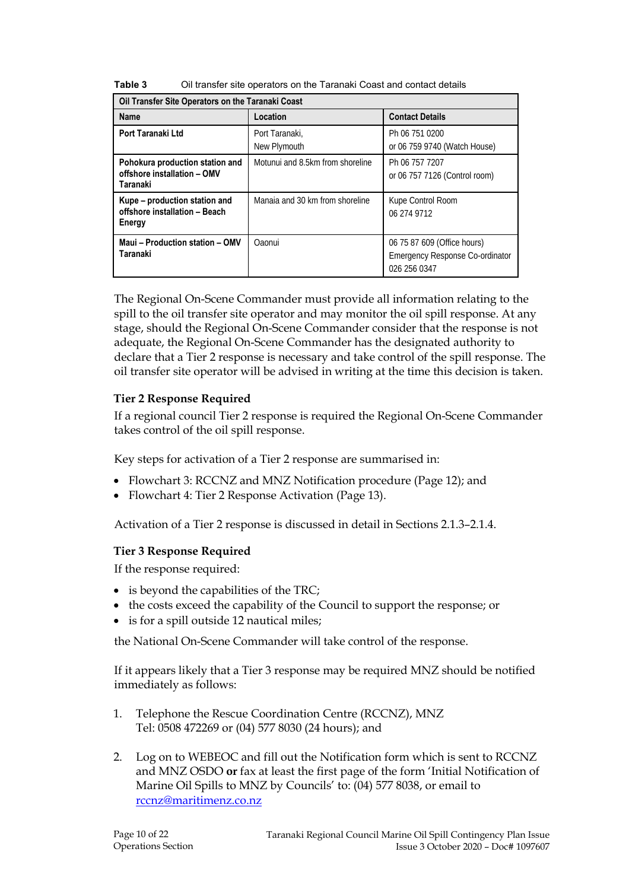**Table 3** Oil transfer site operators on the Taranaki Coast and contact details

| Oil Transfer Site Operators on the Taranaki Coast | | |
|---|---|---|
| **Name** | **Location** | **Contact Details** |
| **Port Taranaki Ltd** | Port Taranaki, New Plymouth | Ph 06 751 0200 or 06 759 9740 (Watch House) |
| **Pohokura production station and offshore installation – OMV Taranaki** | Motunui and 8.5km from shoreline | Ph 06 757 7207 or 06 757 7126 (Control room) |
| **Kupe – production station and offshore installation – Beach Energy** | Manaia and 30 km from shoreline | Kupe Control Room 06 274 9712 |
| **Maui – Production station – OMV Taranaki** | Oaonui | 06 75 87 609 (Office hours) Emergency Response Co-ordinator 026 256 0347 |

The Regional On-Scene Commander must provide all information relating to the spill to the oil transfer site operator and may monitor the oil spill response. At any stage, should the Regional On-Scene Commander consider that the response is not adequate, the Regional On-Scene Commander has the designated authority to declare that a Tier 2 response is necessary and take control of the spill response. The oil transfer site operator will be advised in writing at the time this decision is taken.

### Tier 2 Response Required

If a regional council Tier 2 response is required the Regional On-Scene Commander takes control of the oil spill response.

Key steps for activation of a Tier 2 response are summarised in:

- Flowchart 3: RCCNZ and MNZ Notification procedure (Page 12); and
- Flowchart 4: Tier 2 Response Activation (Page 13).

Activation of a Tier 2 response is discussed in detail in Sections 2.1.3–2.1.4.

### Tier 3 Response Required

If the response required:

- is beyond the capabilities of the TRC;
- the costs exceed the capability of the Council to support the response; or
- is for a spill outside 12 nautical miles;

the National On-Scene Commander will take control of the response.

If it appears likely that a Tier 3 response may be required MNZ should be notified immediately as follows:

1. Telephone the Rescue Coordination Centre (RCCNZ), MNZ
   Tel: 0508 472269 or (04) 577 8030 (24 hours); and

2. Log on to WEBEOC and fill out the Notification form which is sent to RCCNZ and MNZ OSDO **or** fax at least the first page of the form 'Initial Notification of Marine Oil Spills to MNZ by Councils' to: (04) 577 8038, or email to rccnz@maritimenz.co.nz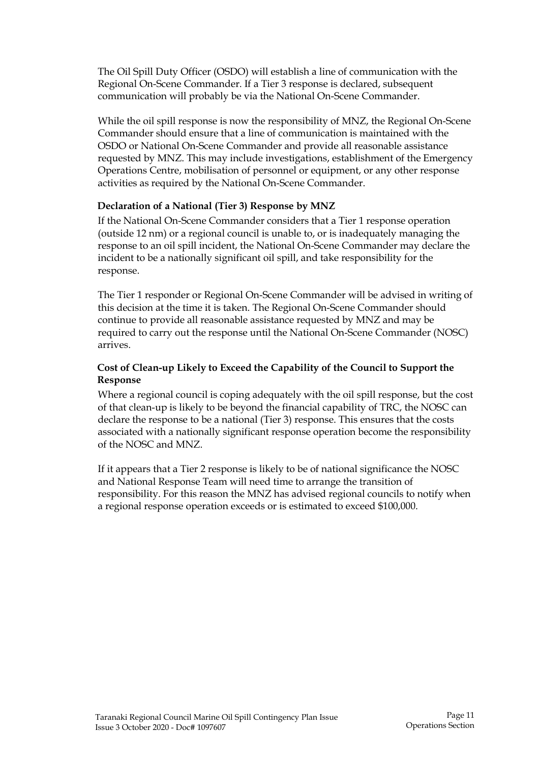The Oil Spill Duty Officer (OSDO) will establish a line of communication with the Regional On-Scene Commander. If a Tier 3 response is declared, subsequent communication will probably be via the National On-Scene Commander.

While the oil spill response is now the responsibility of MNZ, the Regional On-Scene Commander should ensure that a line of communication is maintained with the OSDO or National On-Scene Commander and provide all reasonable assistance requested by MNZ. This may include investigations, establishment of the Emergency Operations Centre, mobilisation of personnel or equipment, or any other response activities as required by the National On-Scene Commander.

### Declaration of a National (Tier 3) Response by MNZ

If the National On-Scene Commander considers that a Tier 1 response operation (outside 12 nm) or a regional council is unable to, or is inadequately managing the response to an oil spill incident, the National On-Scene Commander may declare the incident to be a nationally significant oil spill, and take responsibility for the response.

The Tier 1 responder or Regional On-Scene Commander will be advised in writing of this decision at the time it is taken. The Regional On-Scene Commander should continue to provide all reasonable assistance requested by MNZ and may be required to carry out the response until the National On-Scene Commander (NOSC) arrives.

### Cost of Clean-up Likely to Exceed the Capability of the Council to Support the Response

Where a regional council is coping adequately with the oil spill response, but the cost of that clean-up is likely to be beyond the financial capability of TRC, the NOSC can declare the response to be a national (Tier 3) response. This ensures that the costs associated with a nationally significant response operation become the responsibility of the NOSC and MNZ.

If it appears that a Tier 2 response is likely to be of national significance the NOSC and National Response Team will need time to arrange the transition of responsibility. For this reason the MNZ has advised regional councils to notify when a regional response operation exceeds or is estimated to exceed $100,000.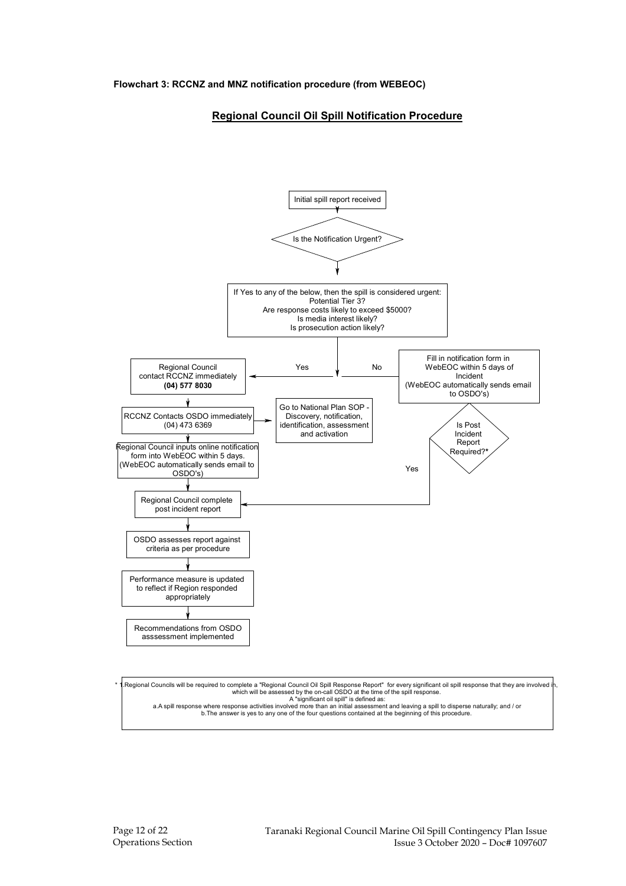**Flowchart 3: RCCNZ and MNZ notification procedure (from WEBEOC)**

## Regional Council Oil Spill Notification Procedure

Initial spill report received

Is the Notification Urgent?

If Yes to any of the below, then the spill is considered urgent:
Potential Tier 3?
Are response costs likely to exceed $5000?
Is media interest likely?
Is prosecution action likely?

**Yes:**

Regional Council contact RCCNZ immediately **(04) 577 8030**

RCCNZ Contacts OSDO immediately (04) 473 6369

Go to National Plan SOP - Discovery, notification, identification, assessment and activation

Regional Council inputs online notification form into WebEOC within 5 days. (WebEOC automatically sends email to OSDO's)

Regional Council complete post incident report

OSDO assesses report against criteria as per procedure

Performance measure is updated to reflect if Region responded appropriately

Recommendations from OSDO asssessment implemented

**No:**

Fill in notification form in WebEOC within 5 days of Incident (WebEOC automatically sends email to OSDO's)

Is Post Incident Report Required?*

Yes → Regional Council complete post incident report

\* 1.Regional Councils will be required to complete a "Regional Council Oil Spill Response Report" for every significant oil spill response that they are involved in, which will be assessed by the on-call OSDO at the time of the spill response.
A "significant oil spill" is defined as:
a.A spill response where response activities involved more than an initial assessment and leaving a spill to disperse naturally; and / or
b.The answer is yes to any one of the four questions contained at the beginning of this procedure.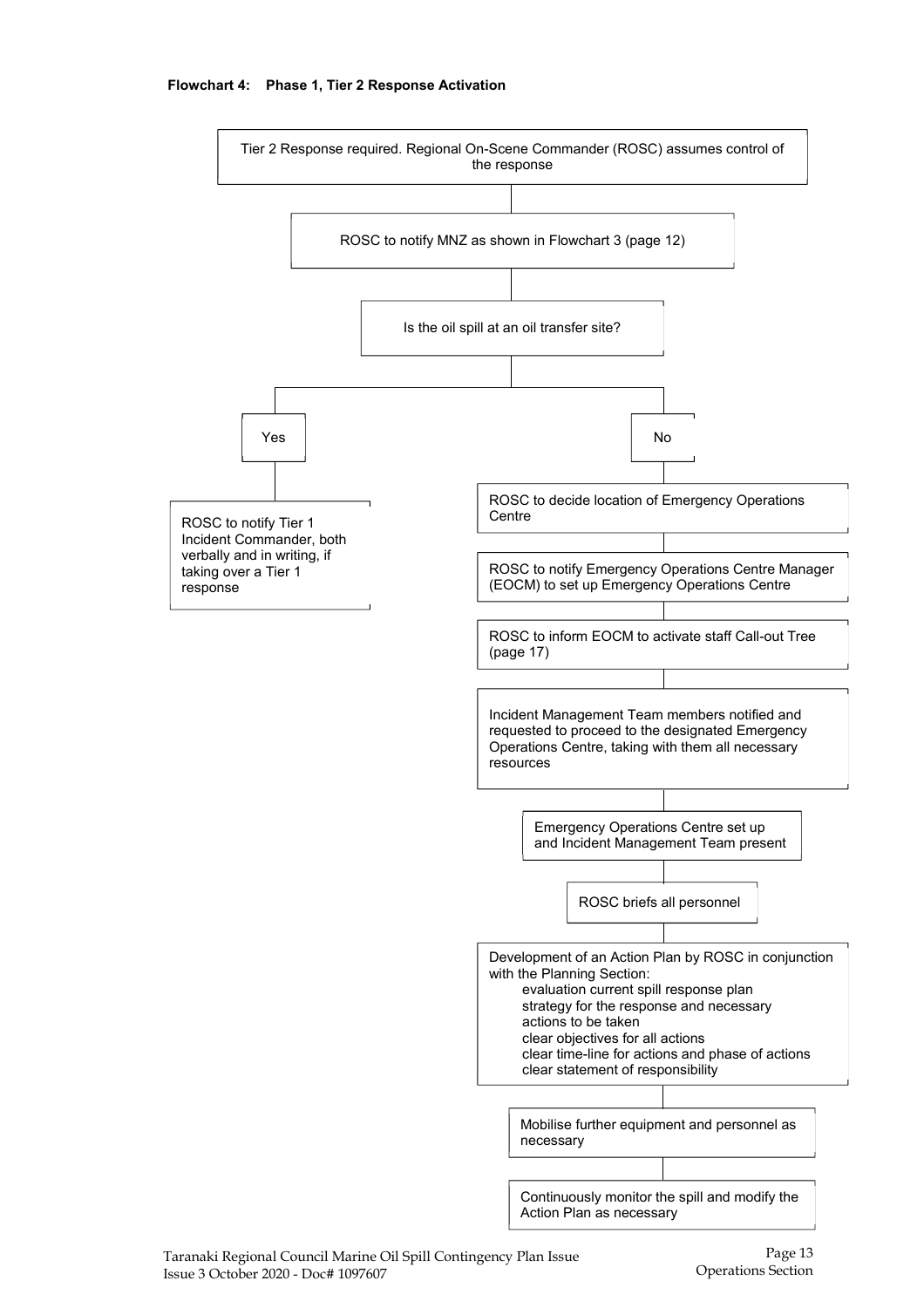**Flowchart 4: Phase 1, Tier 2 Response Activation**

Tier 2 Response required. Regional On-Scene Commander (ROSC) assumes control of the response

ROSC to notify MNZ as shown in Flowchart 3 (page 12)

Is the oil spill at an oil transfer site?

**Yes**

- ROSC to notify Tier 1 Incident Commander, both verbally and in writing, if taking over a Tier 1 response

**No**

- ROSC to decide location of Emergency Operations Centre
- ROSC to notify Emergency Operations Centre Manager (EOCM) to set up Emergency Operations Centre
- ROSC to inform EOCM to activate staff Call-out Tree (page 17)
- Incident Management Team members notified and requested to proceed to the designated Emergency Operations Centre, taking with them all necessary resources
- Emergency Operations Centre set up and Incident Management Team present
- ROSC briefs all personnel
- Development of an Action Plan by ROSC in conjunction with the Planning Section:
  - evaluation current spill response plan
  - strategy for the response and necessary
  - actions to be taken
  - clear objectives for all actions
  - clear time-line for actions and phase of actions
  - clear statement of responsibility
- Mobilise further equipment and personnel as necessary
- Continuously monitor the spill and modify the Action Plan as necessary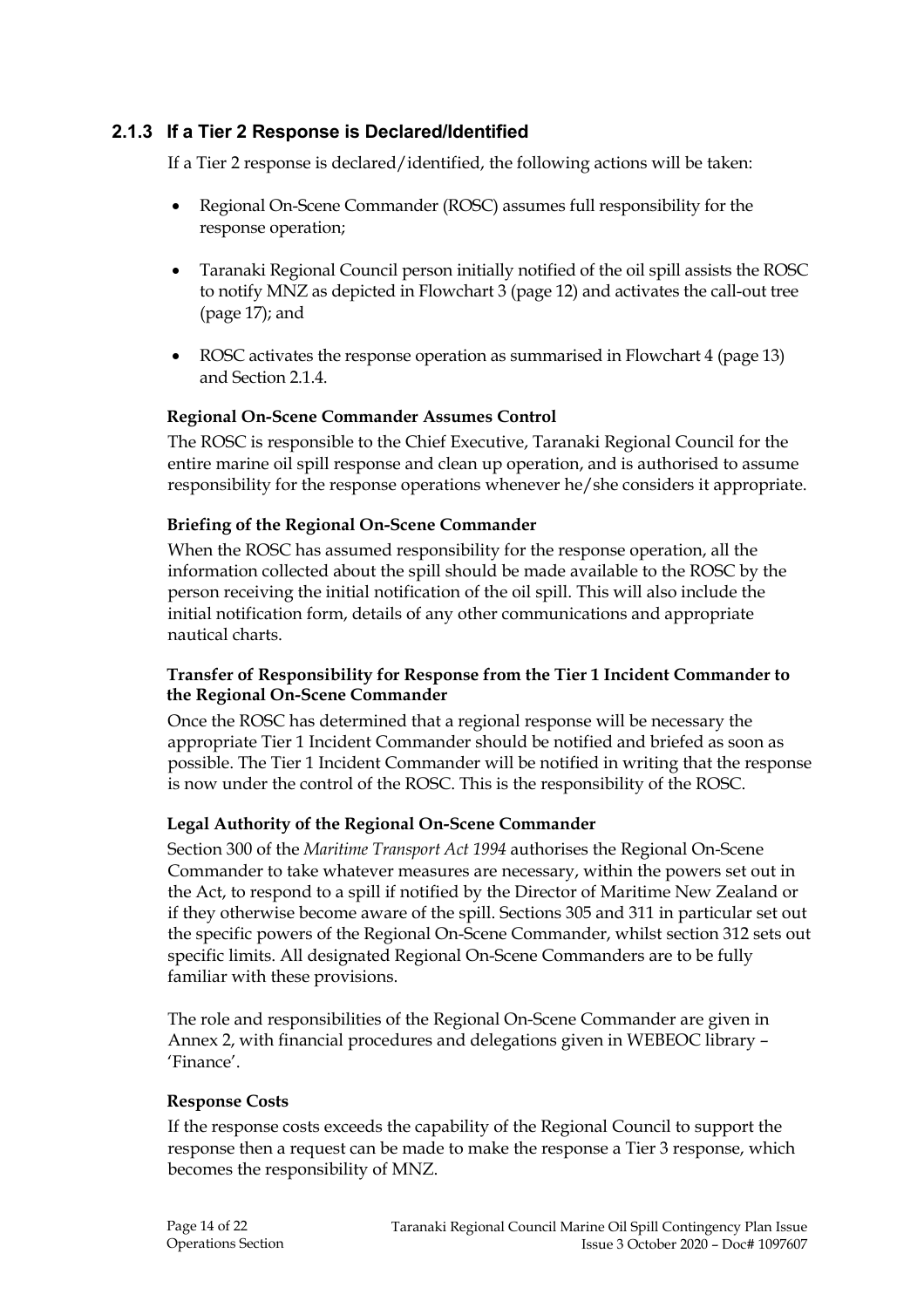### 2.1.3 If a Tier 2 Response is Declared/Identified

If a Tier 2 response is declared/identified, the following actions will be taken:

- Regional On-Scene Commander (ROSC) assumes full responsibility for the response operation;
- Taranaki Regional Council person initially notified of the oil spill assists the ROSC to notify MNZ as depicted in Flowchart 3 (page 12) and activates the call-out tree (page 17); and
- ROSC activates the response operation as summarised in Flowchart 4 (page 13) and Section 2.1.4.

**Regional On-Scene Commander Assumes Control**

The ROSC is responsible to the Chief Executive, Taranaki Regional Council for the entire marine oil spill response and clean up operation, and is authorised to assume responsibility for the response operations whenever he/she considers it appropriate.

**Briefing of the Regional On-Scene Commander**

When the ROSC has assumed responsibility for the response operation, all the information collected about the spill should be made available to the ROSC by the person receiving the initial notification of the oil spill. This will also include the initial notification form, details of any other communications and appropriate nautical charts.

**Transfer of Responsibility for Response from the Tier 1 Incident Commander to the Regional On-Scene Commander**

Once the ROSC has determined that a regional response will be necessary the appropriate Tier 1 Incident Commander should be notified and briefed as soon as possible. The Tier 1 Incident Commander will be notified in writing that the response is now under the control of the ROSC. This is the responsibility of the ROSC.

**Legal Authority of the Regional On-Scene Commander**

Section 300 of the *Maritime Transport Act 1994* authorises the Regional On-Scene Commander to take whatever measures are necessary, within the powers set out in the Act, to respond to a spill if notified by the Director of Maritime New Zealand or if they otherwise become aware of the spill. Sections 305 and 311 in particular set out the specific powers of the Regional On-Scene Commander, whilst section 312 sets out specific limits. All designated Regional On-Scene Commanders are to be fully familiar with these provisions.

The role and responsibilities of the Regional On-Scene Commander are given in Annex 2, with financial procedures and delegations given in WEBEOC library – 'Finance'.

**Response Costs**

If the response costs exceeds the capability of the Regional Council to support the response then a request can be made to make the response a Tier 3 response, which becomes the responsibility of MNZ.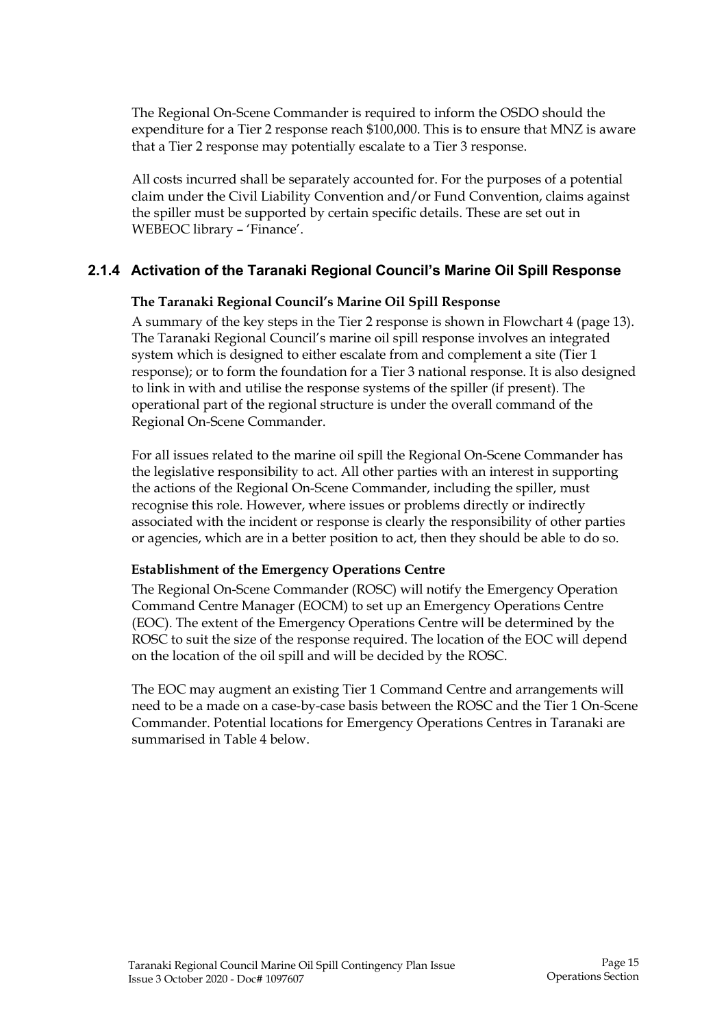The Regional On-Scene Commander is required to inform the OSDO should the expenditure for a Tier 2 response reach $100,000. This is to ensure that MNZ is aware that a Tier 2 response may potentially escalate to a Tier 3 response.

All costs incurred shall be separately accounted for. For the purposes of a potential claim under the Civil Liability Convention and/or Fund Convention, claims against the spiller must be supported by certain specific details. These are set out in WEBEOC library – 'Finance'.

### 2.1.4 Activation of the Taranaki Regional Council's Marine Oil Spill Response

**The Taranaki Regional Council's Marine Oil Spill Response**

A summary of the key steps in the Tier 2 response is shown in Flowchart 4 (page 13). The Taranaki Regional Council's marine oil spill response involves an integrated system which is designed to either escalate from and complement a site (Tier 1 response); or to form the foundation for a Tier 3 national response. It is also designed to link in with and utilise the response systems of the spiller (if present). The operational part of the regional structure is under the overall command of the Regional On-Scene Commander.

For all issues related to the marine oil spill the Regional On-Scene Commander has the legislative responsibility to act. All other parties with an interest in supporting the actions of the Regional On-Scene Commander, including the spiller, must recognise this role. However, where issues or problems directly or indirectly associated with the incident or response is clearly the responsibility of other parties or agencies, which are in a better position to act, then they should be able to do so.

**Establishment of the Emergency Operations Centre**

The Regional On-Scene Commander (ROSC) will notify the Emergency Operation Command Centre Manager (EOCM) to set up an Emergency Operations Centre (EOC). The extent of the Emergency Operations Centre will be determined by the ROSC to suit the size of the response required. The location of the EOC will depend on the location of the oil spill and will be decided by the ROSC.

The EOC may augment an existing Tier 1 Command Centre and arrangements will need to be a made on a case-by-case basis between the ROSC and the Tier 1 On-Scene Commander. Potential locations for Emergency Operations Centres in Taranaki are summarised in Table 4 below.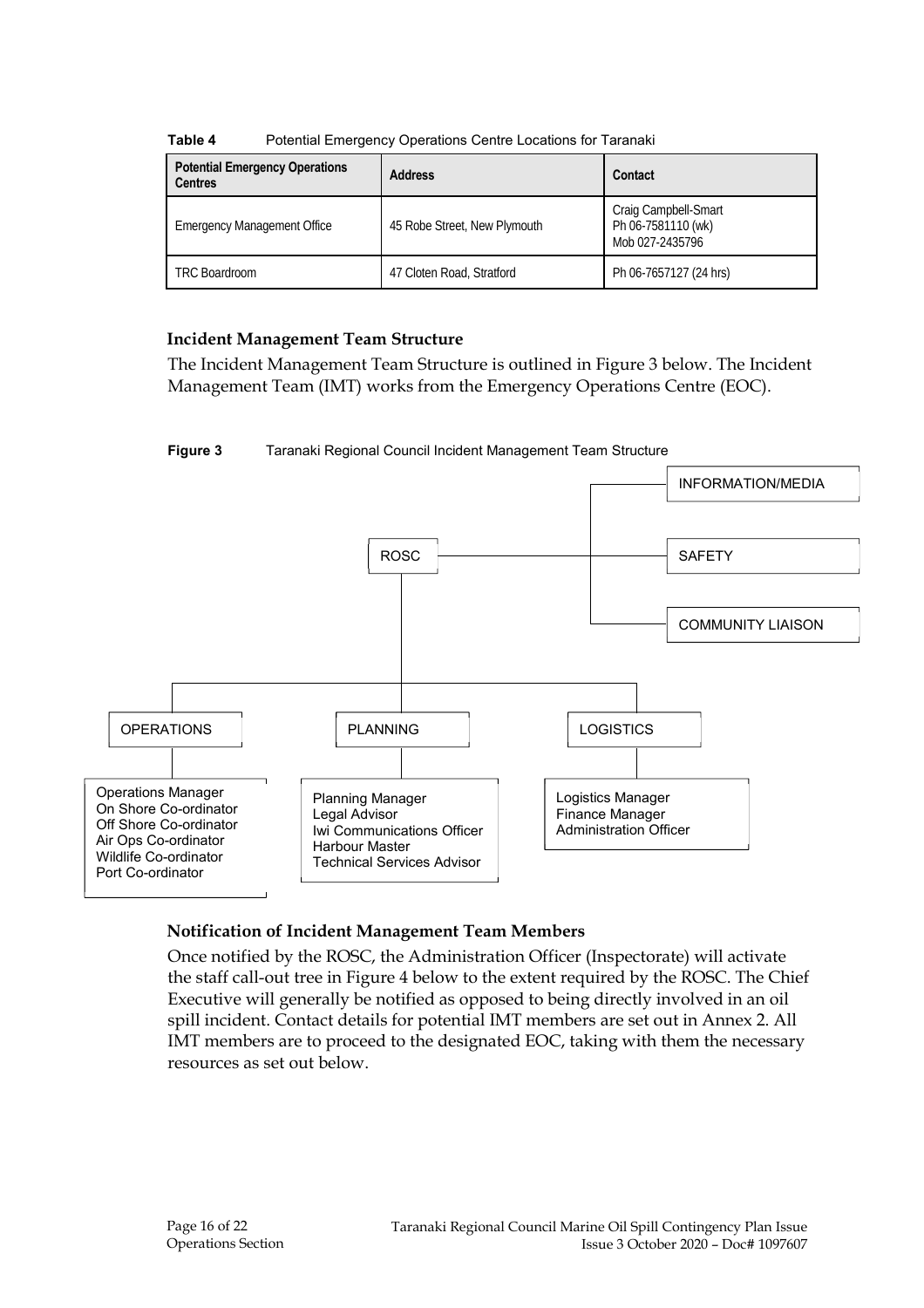**Table 4** Potential Emergency Operations Centre Locations for Taranaki

| Potential Emergency Operations Centres | Address | Contact |
| --- | --- | --- |
| Emergency Management Office | 45 Robe Street, New Plymouth | Craig Campbell-Smart<br>Ph 06-7581110 (wk)<br>Mob 027-2435796 |
| TRC Boardroom | 47 Cloten Road, Stratford | Ph 06-7657127 (24 hrs) |

### Incident Management Team Structure

The Incident Management Team Structure is outlined in Figure 3 below. The Incident Management Team (IMT) works from the Emergency Operations Centre (EOC).

**Figure 3** Taranaki Regional Council Incident Management Team Structure

- ROSC
  - INFORMATION/MEDIA
  - SAFETY
  - COMMUNITY LIAISON
  - OPERATIONS
    - Operations Manager
    - On Shore Co-ordinator
    - Off Shore Co-ordinator
    - Air Ops Co-ordinator
    - Wildlife Co-ordinator
    - Port Co-ordinator
  - PLANNING
    - Planning Manager
    - Legal Advisor
    - Iwi Communications Officer
    - Harbour Master
    - Technical Services Advisor
  - LOGISTICS
    - Logistics Manager
    - Finance Manager
    - Administration Officer

### Notification of Incident Management Team Members

Once notified by the ROSC, the Administration Officer (Inspectorate) will activate the staff call-out tree in Figure 4 below to the extent required by the ROSC. The Chief Executive will generally be notified as opposed to being directly involved in an oil spill incident. Contact details for potential IMT members are set out in Annex 2. All IMT members are to proceed to the designated EOC, taking with them the necessary resources as set out below.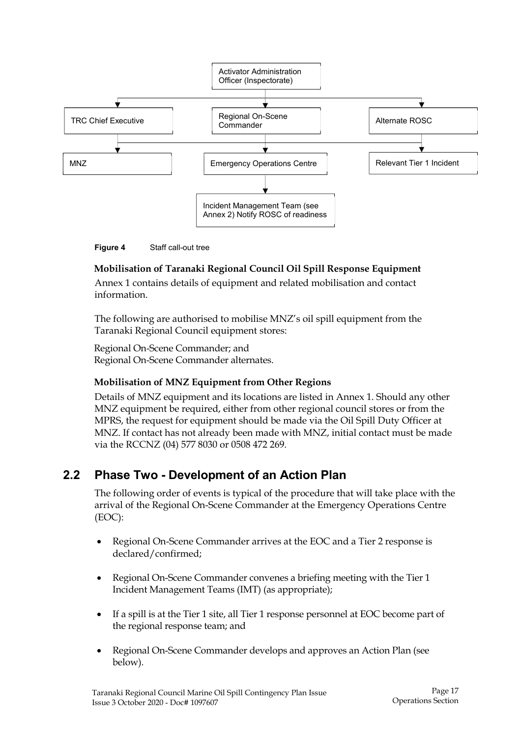Activator Administration Officer (Inspectorate)

TRC Chief Executive | Regional On-Scene Commander | Alternate ROSC

MNZ | Emergency Operations Centre | Relevant Tier 1 Incident

Incident Management Team (see Annex 2) Notify ROSC of readiness

**Figure 4** Staff call-out tree

**Mobilisation of Taranaki Regional Council Oil Spill Response Equipment**

Annex 1 contains details of equipment and related mobilisation and contact information.

The following are authorised to mobilise MNZ's oil spill equipment from the Taranaki Regional Council equipment stores:

Regional On-Scene Commander; and
Regional On-Scene Commander alternates.

**Mobilisation of MNZ Equipment from Other Regions**

Details of MNZ equipment and its locations are listed in Annex 1. Should any other MNZ equipment be required, either from other regional council stores or from the MPRS, the request for equipment should be made via the Oil Spill Duty Officer at MNZ. If contact has not already been made with MNZ, initial contact must be made via the RCCNZ (04) 577 8030 or 0508 472 269.

## 2.2 Phase Two - Development of an Action Plan

The following order of events is typical of the procedure that will take place with the arrival of the Regional On-Scene Commander at the Emergency Operations Centre (EOC):

- Regional On-Scene Commander arrives at the EOC and a Tier 2 response is declared/confirmed;
- Regional On-Scene Commander convenes a briefing meeting with the Tier 1 Incident Management Teams (IMT) (as appropriate);
- If a spill is at the Tier 1 site, all Tier 1 response personnel at EOC become part of the regional response team; and
- Regional On-Scene Commander develops and approves an Action Plan (see below).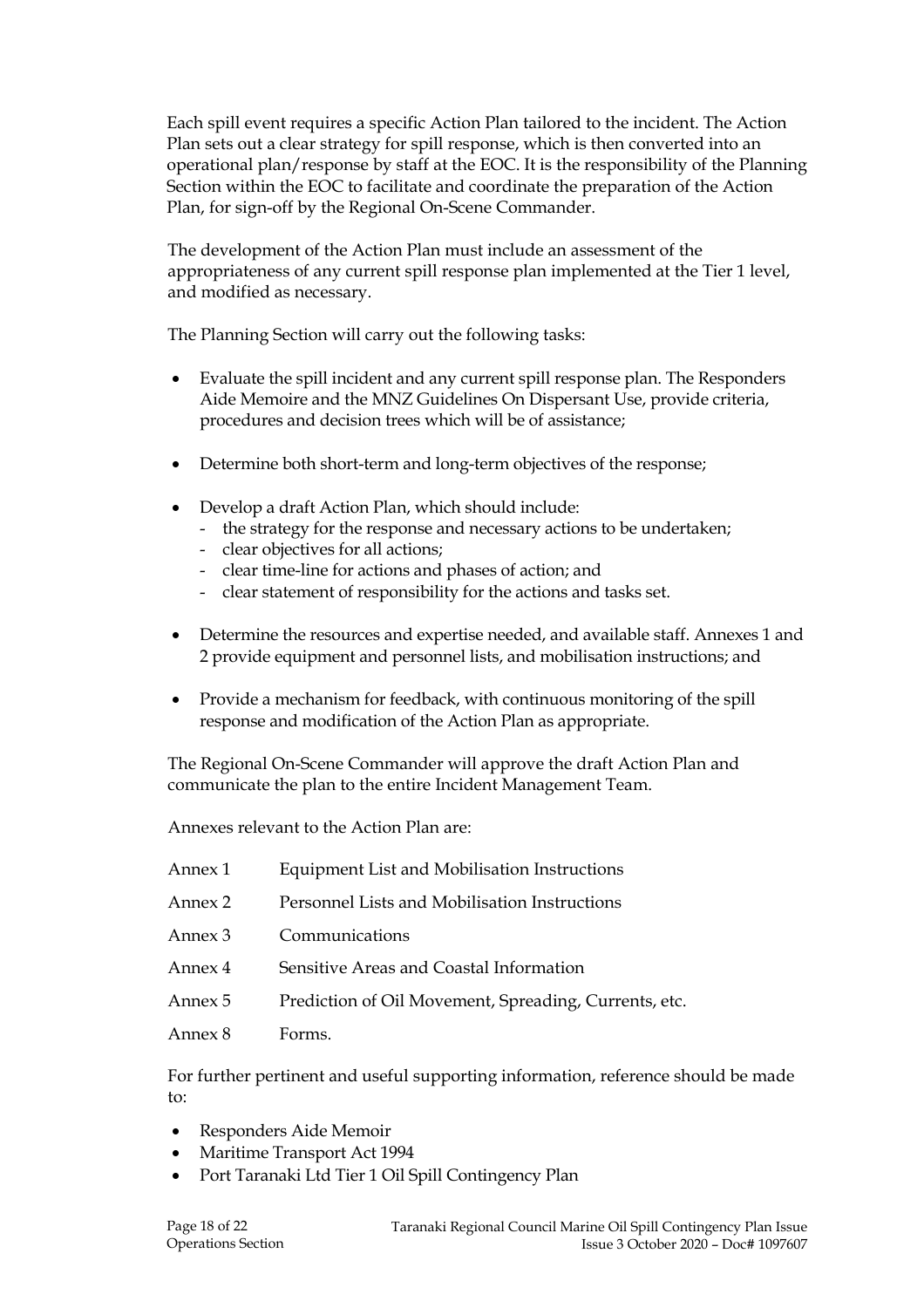Each spill event requires a specific Action Plan tailored to the incident. The Action Plan sets out a clear strategy for spill response, which is then converted into an operational plan/response by staff at the EOC. It is the responsibility of the Planning Section within the EOC to facilitate and coordinate the preparation of the Action Plan, for sign-off by the Regional On-Scene Commander.

The development of the Action Plan must include an assessment of the appropriateness of any current spill response plan implemented at the Tier 1 level, and modified as necessary.

The Planning Section will carry out the following tasks:

- Evaluate the spill incident and any current spill response plan. The Responders Aide Memoire and the MNZ Guidelines On Dispersant Use, provide criteria, procedures and decision trees which will be of assistance;
- Determine both short-term and long-term objectives of the response;
- Develop a draft Action Plan, which should include:
    - the strategy for the response and necessary actions to be undertaken;
    - clear objectives for all actions;
    - clear time-line for actions and phases of action; and
    - clear statement of responsibility for the actions and tasks set.
- Determine the resources and expertise needed, and available staff. Annexes 1 and 2 provide equipment and personnel lists, and mobilisation instructions; and
- Provide a mechanism for feedback, with continuous monitoring of the spill response and modification of the Action Plan as appropriate.

The Regional On-Scene Commander will approve the draft Action Plan and communicate the plan to the entire Incident Management Team.

Annexes relevant to the Action Plan are:

| | |
|---|---|
| Annex 1 | Equipment List and Mobilisation Instructions |
| Annex 2 | Personnel Lists and Mobilisation Instructions |
| Annex 3 | Communications |
| Annex 4 | Sensitive Areas and Coastal Information |
| Annex 5 | Prediction of Oil Movement, Spreading, Currents, etc. |
| Annex 8 | Forms. |

For further pertinent and useful supporting information, reference should be made to:

- Responders Aide Memoir
- Maritime Transport Act 1994
- Port Taranaki Ltd Tier 1 Oil Spill Contingency Plan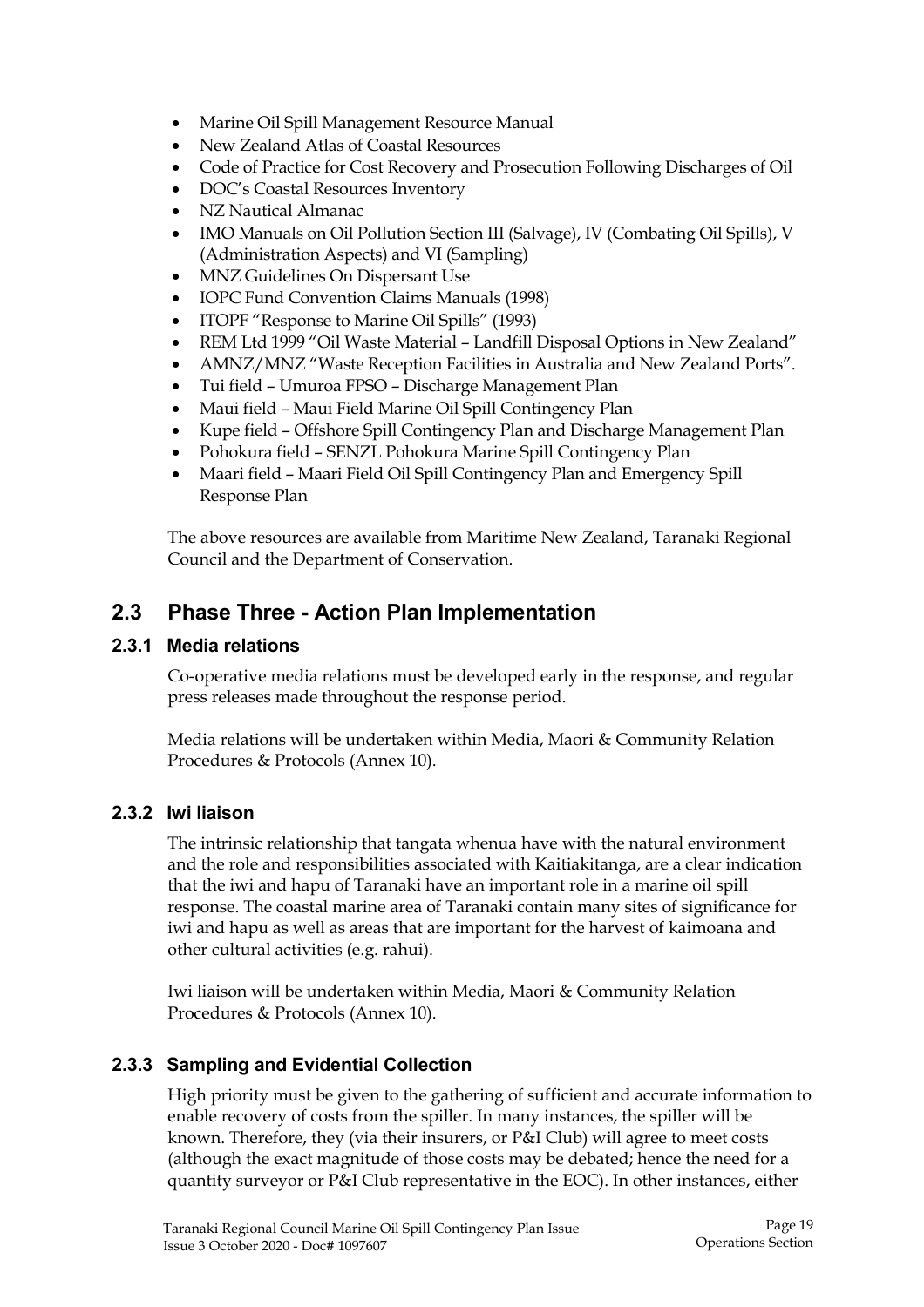- Marine Oil Spill Management Resource Manual
- New Zealand Atlas of Coastal Resources
- Code of Practice for Cost Recovery and Prosecution Following Discharges of Oil
- DOC's Coastal Resources Inventory
- NZ Nautical Almanac
- IMO Manuals on Oil Pollution Section III (Salvage), IV (Combating Oil Spills), V (Administration Aspects) and VI (Sampling)
- MNZ Guidelines On Dispersant Use
- IOPC Fund Convention Claims Manuals (1998)
- ITOPF "Response to Marine Oil Spills" (1993)
- REM Ltd 1999 "Oil Waste Material – Landfill Disposal Options in New Zealand"
- AMNZ/MNZ "Waste Reception Facilities in Australia and New Zealand Ports".
- Tui field – Umuroa FPSO – Discharge Management Plan
- Maui field – Maui Field Marine Oil Spill Contingency Plan
- Kupe field – Offshore Spill Contingency Plan and Discharge Management Plan
- Pohokura field – SENZL Pohokura Marine Spill Contingency Plan
- Maari field – Maari Field Oil Spill Contingency Plan and Emergency Spill Response Plan

The above resources are available from Maritime New Zealand, Taranaki Regional Council and the Department of Conservation.

## 2.3 Phase Three - Action Plan Implementation

### 2.3.1 Media relations

Co-operative media relations must be developed early in the response, and regular press releases made throughout the response period.

Media relations will be undertaken within Media, Maori & Community Relation Procedures & Protocols (Annex 10).

### 2.3.2 Iwi liaison

The intrinsic relationship that tangata whenua have with the natural environment and the role and responsibilities associated with Kaitiakitanga, are a clear indication that the iwi and hapu of Taranaki have an important role in a marine oil spill response. The coastal marine area of Taranaki contain many sites of significance for iwi and hapu as well as areas that are important for the harvest of kaimoana and other cultural activities (e.g. rahui).

Iwi liaison will be undertaken within Media, Maori & Community Relation Procedures & Protocols (Annex 10).

### 2.3.3 Sampling and Evidential Collection

High priority must be given to the gathering of sufficient and accurate information to enable recovery of costs from the spiller. In many instances, the spiller will be known. Therefore, they (via their insurers, or P&I Club) will agree to meet costs (although the exact magnitude of those costs may be debated; hence the need for a quantity surveyor or P&I Club representative in the EOC). In other instances, either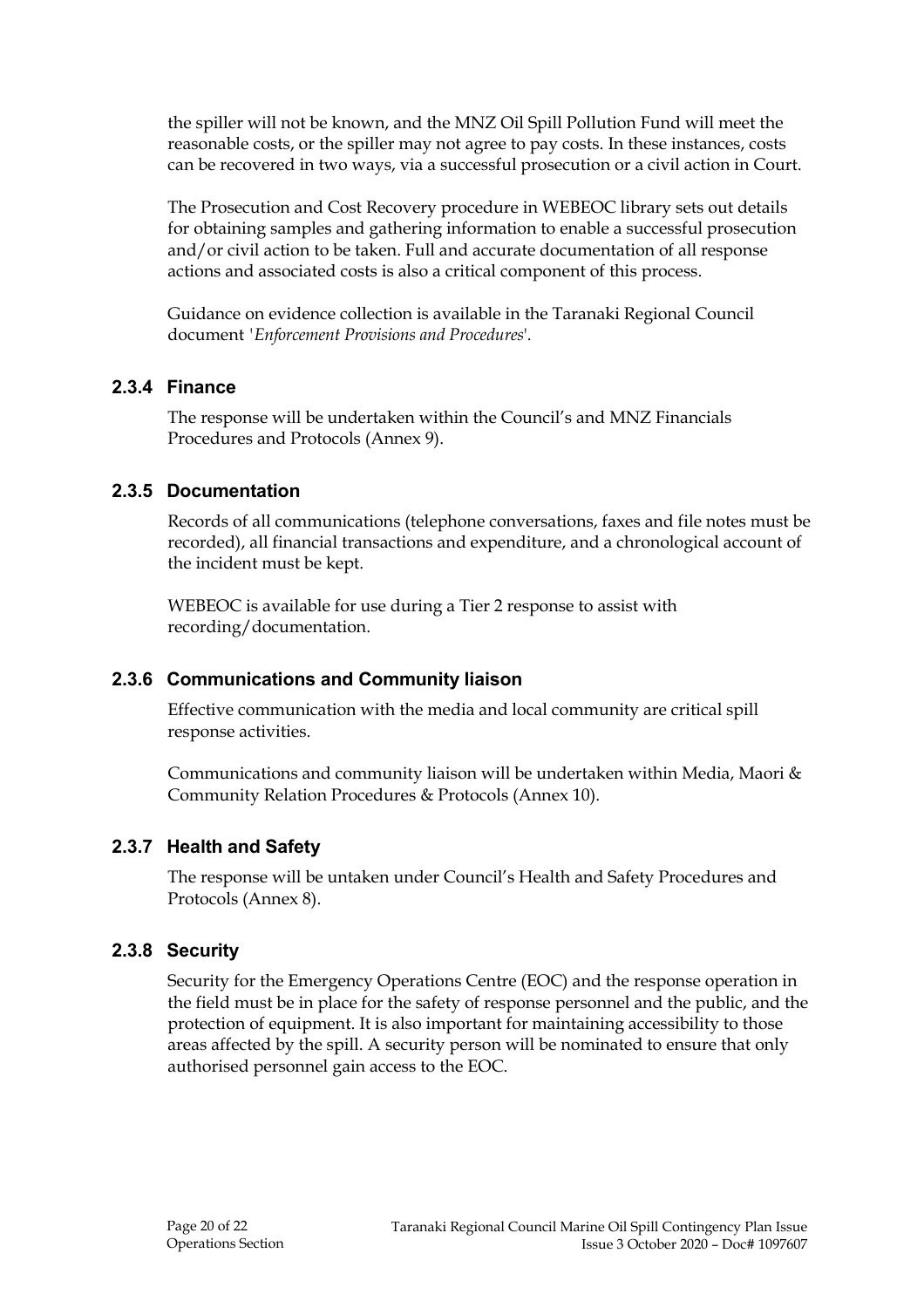the spiller will not be known, and the MNZ Oil Spill Pollution Fund will meet the reasonable costs, or the spiller may not agree to pay costs. In these instances, costs can be recovered in two ways, via a successful prosecution or a civil action in Court.

The Prosecution and Cost Recovery procedure in WEBEOC library sets out details for obtaining samples and gathering information to enable a successful prosecution and/or civil action to be taken. Full and accurate documentation of all response actions and associated costs is also a critical component of this process.

Guidance on evidence collection is available in the Taranaki Regional Council document '*Enforcement Provisions and Procedures*'.

### 2.3.4 Finance

The response will be undertaken within the Council's and MNZ Financials Procedures and Protocols (Annex 9).

### 2.3.5 Documentation

Records of all communications (telephone conversations, faxes and file notes must be recorded), all financial transactions and expenditure, and a chronological account of the incident must be kept.

WEBEOC is available for use during a Tier 2 response to assist with recording/documentation.

### 2.3.6 Communications and Community liaison

Effective communication with the media and local community are critical spill response activities.

Communications and community liaison will be undertaken within Media, Maori & Community Relation Procedures & Protocols (Annex 10).

### 2.3.7 Health and Safety

The response will be untaken under Council's Health and Safety Procedures and Protocols (Annex 8).

### 2.3.8 Security

Security for the Emergency Operations Centre (EOC) and the response operation in the field must be in place for the safety of response personnel and the public, and the protection of equipment. It is also important for maintaining accessibility to those areas affected by the spill. A security person will be nominated to ensure that only authorised personnel gain access to the EOC.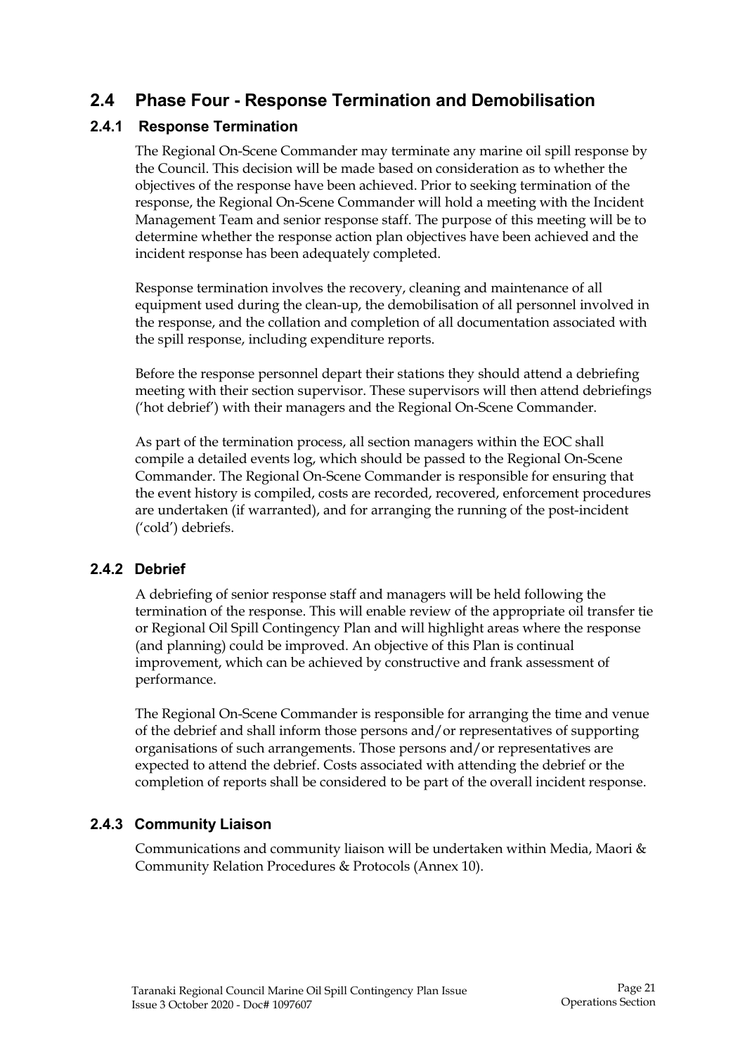## 2.4 Phase Four - Response Termination and Demobilisation

### 2.4.1 Response Termination

The Regional On-Scene Commander may terminate any marine oil spill response by the Council. This decision will be made based on consideration as to whether the objectives of the response have been achieved. Prior to seeking termination of the response, the Regional On-Scene Commander will hold a meeting with the Incident Management Team and senior response staff. The purpose of this meeting will be to determine whether the response action plan objectives have been achieved and the incident response has been adequately completed.

Response termination involves the recovery, cleaning and maintenance of all equipment used during the clean-up, the demobilisation of all personnel involved in the response, and the collation and completion of all documentation associated with the spill response, including expenditure reports.

Before the response personnel depart their stations they should attend a debriefing meeting with their section supervisor. These supervisors will then attend debriefings ('hot debrief') with their managers and the Regional On-Scene Commander.

As part of the termination process, all section managers within the EOC shall compile a detailed events log, which should be passed to the Regional On-Scene Commander. The Regional On-Scene Commander is responsible for ensuring that the event history is compiled, costs are recorded, recovered, enforcement procedures are undertaken (if warranted), and for arranging the running of the post-incident ('cold') debriefs.

### 2.4.2 Debrief

A debriefing of senior response staff and managers will be held following the termination of the response. This will enable review of the appropriate oil transfer tie or Regional Oil Spill Contingency Plan and will highlight areas where the response (and planning) could be improved. An objective of this Plan is continual improvement, which can be achieved by constructive and frank assessment of performance.

The Regional On-Scene Commander is responsible for arranging the time and venue of the debrief and shall inform those persons and/or representatives of supporting organisations of such arrangements. Those persons and/or representatives are expected to attend the debrief. Costs associated with attending the debrief or the completion of reports shall be considered to be part of the overall incident response.

### 2.4.3 Community Liaison

Communications and community liaison will be undertaken within Media, Maori & Community Relation Procedures & Protocols (Annex 10).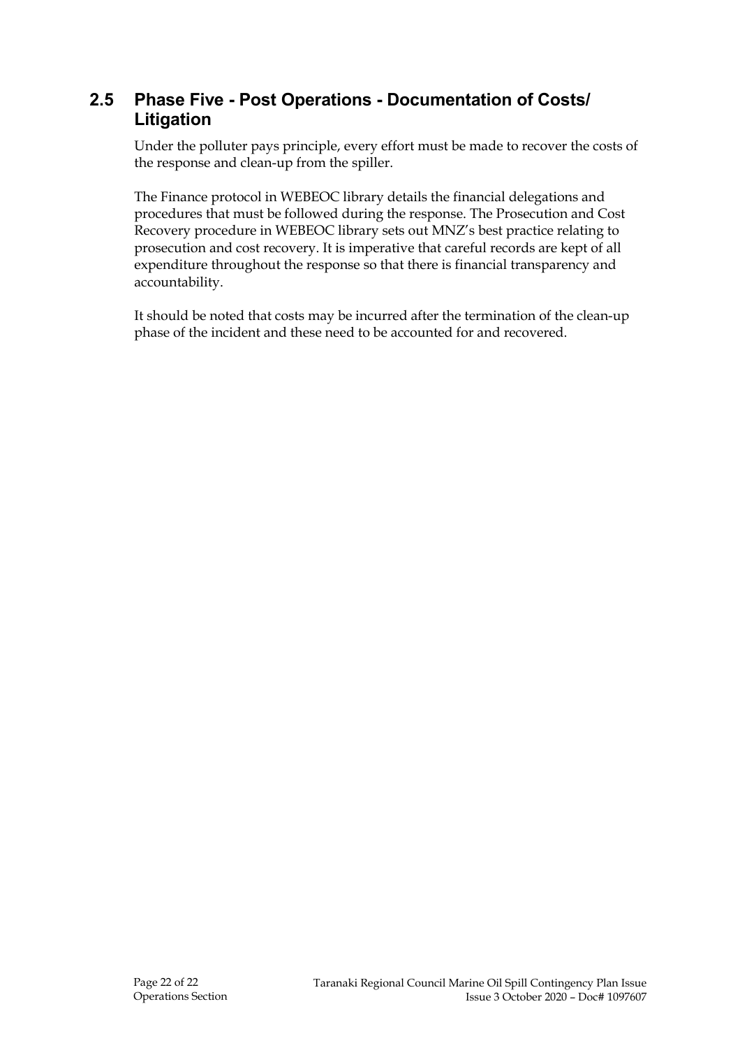## 2.5 Phase Five - Post Operations - Documentation of Costs/ Litigation

Under the polluter pays principle, every effort must be made to recover the costs of the response and clean-up from the spiller.

The Finance protocol in WEBEOC library details the financial delegations and procedures that must be followed during the response. The Prosecution and Cost Recovery procedure in WEBEOC library sets out MNZ's best practice relating to prosecution and cost recovery. It is imperative that careful records are kept of all expenditure throughout the response so that there is financial transparency and accountability.

It should be noted that costs may be incurred after the termination of the clean-up phase of the incident and these need to be accounted for and recovered.